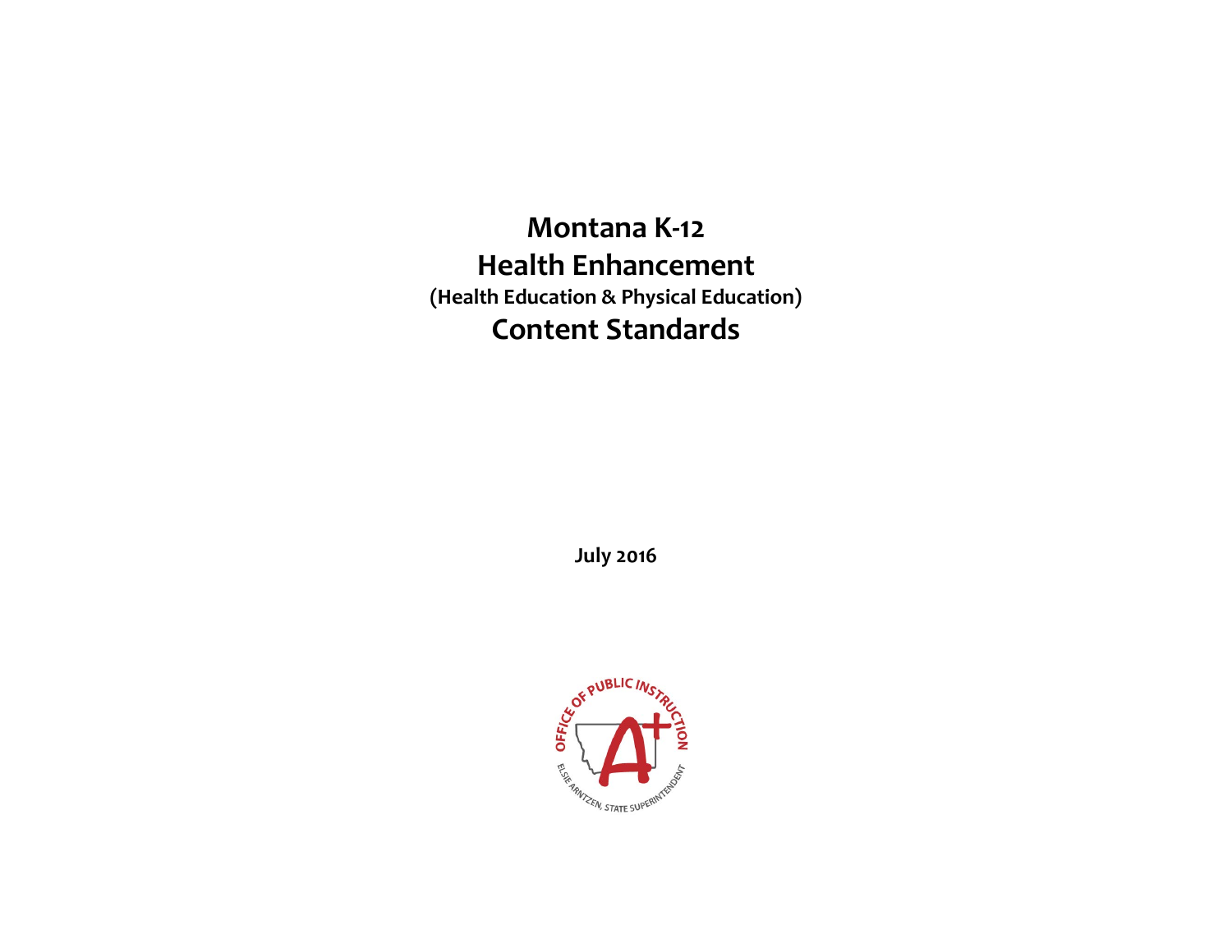# Montana K-12 Health Enhancement

### (Health Education & Physical Education)

# Content Standards

**July 2016**

OFFICE OF PUBLIC INSTRUCTION

ELSIE ARNTZEN, STATE SUPERINTENDENT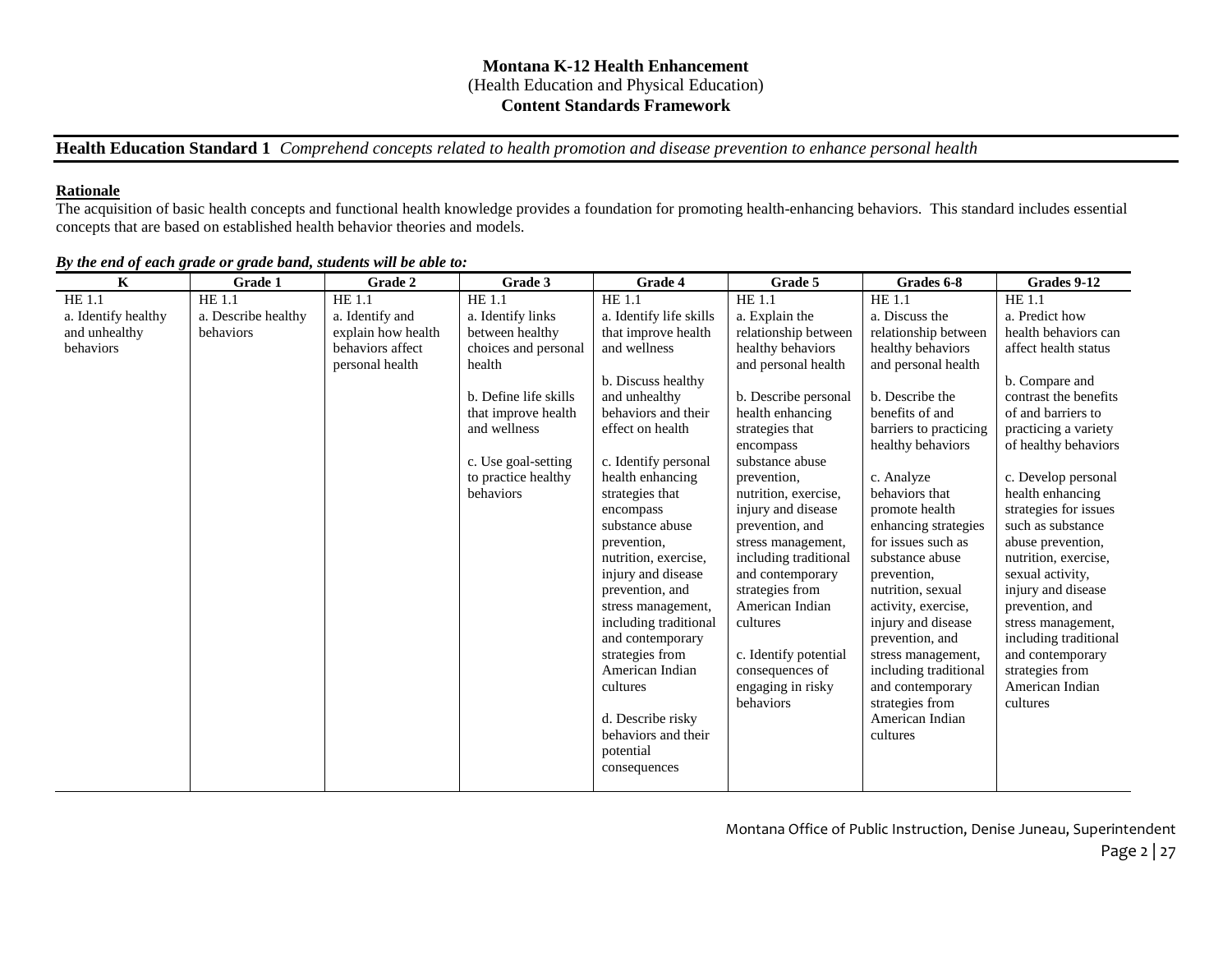**Montana K-12 Health Enhancement**
(Health Education and Physical Education)
**Content Standards Framework**

## Health Education Standard 1 *Comprehend concepts related to health promotion and disease prevention to enhance personal health*

### Rationale

The acquisition of basic health concepts and functional health knowledge provides a foundation for promoting health-enhancing behaviors. This standard includes essential concepts that are based on established health behavior theories and models.

***By the end of each grade or grade band, students will be able to:***

| K | Grade 1 | Grade 2 | Grade 3 | Grade 4 | Grade 5 | Grades 6-8 | Grades 9-12 |
|---|---|---|---|---|---|---|---|
| HE 1.1<br>a. Identify healthy and unhealthy behaviors | HE 1.1<br>a. Describe healthy behaviors | HE 1.1<br>a. Identify and explain how health behaviors affect personal health | HE 1.1<br>a. Identify links between healthy choices and personal health<br><br>b. Define life skills that improve health and wellness<br><br>c. Use goal-setting to practice healthy behaviors | HE 1.1<br>a. Identify life skills that improve health and wellness<br><br>b. Discuss healthy and unhealthy behaviors and their effect on health<br><br>c. Identify personal health enhancing strategies that encompass substance abuse prevention, nutrition, exercise, injury and disease prevention, and stress management, including traditional and contemporary strategies from American Indian cultures<br><br>d. Describe risky behaviors and their potential consequences | HE 1.1<br>a. Explain the relationship between healthy behaviors and personal health<br><br>b. Describe personal health enhancing strategies that encompass substance abuse prevention, nutrition, exercise, injury and disease prevention, and stress management, including traditional and contemporary strategies from American Indian cultures<br><br>c. Identify potential consequences of engaging in risky behaviors | HE 1.1<br>a. Discuss the relationship between healthy behaviors and personal health<br><br>b. Describe the benefits of and barriers to practicing healthy behaviors<br><br>c. Analyze behaviors that promote health enhancing strategies for issues such as substance abuse prevention, nutrition, sexual activity, exercise, injury and disease prevention, and stress management, including traditional and contemporary strategies from American Indian cultures | HE 1.1<br>a. Predict how health behaviors can affect health status<br><br>b. Compare and contrast the benefits of and barriers to practicing a variety of healthy behaviors<br><br>c. Develop personal health enhancing strategies for issues such as substance abuse prevention, nutrition, exercise, sexual activity, injury and disease prevention, and stress management, including traditional and contemporary strategies from American Indian cultures |

Montana Office of Public Instruction, Denise Juneau, Superintendent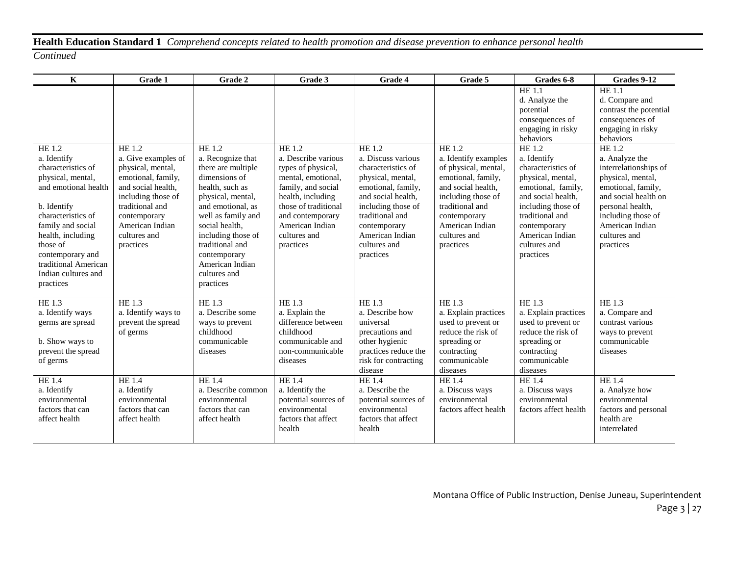**Health Education Standard 1** *Comprehend concepts related to health promotion and disease prevention to enhance personal health*

*Continued*

| K | Grade 1 | Grade 2 | Grade 3 | Grade 4 | Grade 5 | Grades 6-8 | Grades 9-12 |
|---|---|---|---|---|---|---|---|
| | | | | | | HE 1.1<br>d. Analyze the potential consequences of engaging in risky behaviors | HE 1.1<br>d. Compare and contrast the potential consequences of engaging in risky behaviors |
| HE 1.2<br>a. Identify characteristics of physical, mental, and emotional health<br><br>b. Identify characteristics of family and social health, including those of contemporary and traditional American Indian cultures and practices | HE 1.2<br>a. Give examples of physical, mental, emotional, family, and social health, including those of traditional and contemporary American Indian cultures and practices | HE 1.2<br>a. Recognize that there are multiple dimensions of health, such as physical, mental, and emotional, as well as family and social health, including those of traditional and contemporary American Indian cultures and practices | HE 1.2<br>a. Describe various types of physical, mental, emotional, family, and social health, including those of traditional and contemporary American Indian cultures and practices | HE 1.2<br>a. Discuss various characteristics of physical, mental, emotional, family, and social health, including those of traditional and contemporary American Indian cultures and practices | HE 1.2<br>a. Identify examples of physical, mental, emotional, family, and social health, including those of traditional and contemporary American Indian cultures and practices | HE 1.2<br>a. Identify characteristics of physical, mental, emotional, family, and social health, including those of traditional and contemporary American Indian cultures and practices | HE 1.2<br>a. Analyze the interrelationships of physical, mental, emotional, family, and social health on personal health, including those of American Indian cultures and practices |
| HE 1.3<br>a. Identify ways germs are spread<br><br>b. Show ways to prevent the spread of germs | HE 1.3<br>a. Identify ways to prevent the spread of germs | HE 1.3<br>a. Describe some ways to prevent childhood communicable diseases | HE 1.3<br>a. Explain the difference between childhood communicable and non-communicable diseases | HE 1.3<br>a. Describe how universal precautions and other hygienic practices reduce the risk for contracting disease | HE 1.3<br>a. Explain practices used to prevent or reduce the risk of spreading or contracting communicable diseases | HE 1.3<br>a. Explain practices used to prevent or reduce the risk of spreading or contracting communicable diseases | HE 1.3<br>a. Compare and contrast various ways to prevent communicable diseases |
| HE 1.4<br>a. Identify environmental factors that can affect health | HE 1.4<br>a. Identify environmental factors that can affect health | HE 1.4<br>a. Describe common environmental factors that can affect health | HE 1.4<br>a. Identify the potential sources of environmental factors that affect health | HE 1.4<br>a. Describe the potential sources of environmental factors that affect health | HE 1.4<br>a. Discuss ways environmental factors affect health | HE 1.4<br>a. Discuss ways environmental factors affect health | HE 1.4<br>a. Analyze how environmental factors and personal health are interrelated |

Montana Office of Public Instruction, Denise Juneau, Superintendent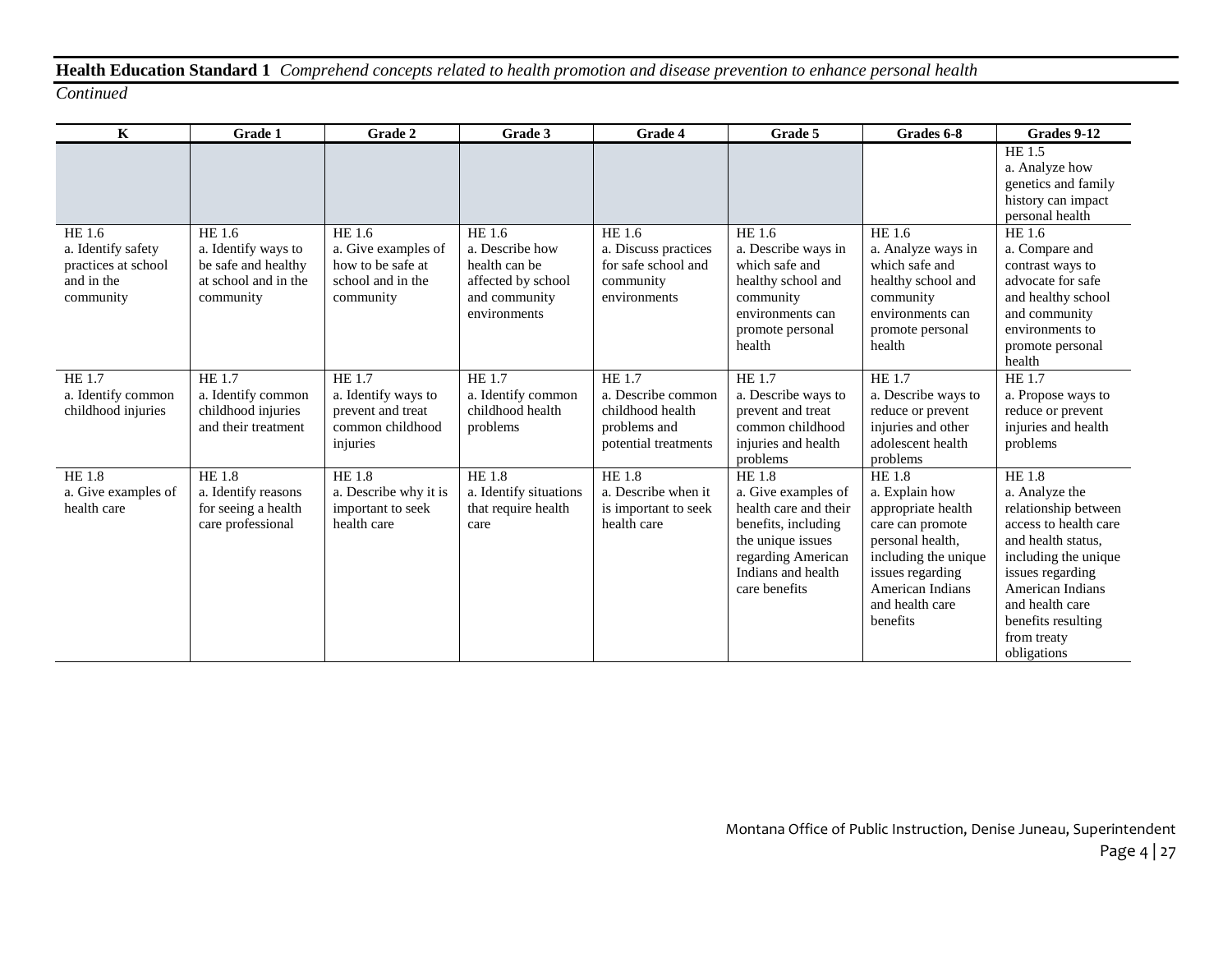**Health Education Standard 1** *Comprehend concepts related to health promotion and disease prevention to enhance personal health*

*Continued*

| K | Grade 1 | Grade 2 | Grade 3 | Grade 4 | Grade 5 | Grades 6-8 | Grades 9-12 |
|---|---|---|---|---|---|---|---|
| | | | | | | | HE 1.5<br>a. Analyze how genetics and family history can impact personal health |
| HE 1.6<br>a. Identify safety practices at school and in the community | HE 1.6<br>a. Identify ways to be safe and healthy at school and in the community | HE 1.6<br>a. Give examples of how to be safe at school and in the community | HE 1.6<br>a. Describe how health can be affected by school and community environments | HE 1.6<br>a. Discuss practices for safe school and community environments | HE 1.6<br>a. Describe ways in which safe and healthy school and community environments can promote personal health | HE 1.6<br>a. Analyze ways in which safe and healthy school and community environments can promote personal health | HE 1.6<br>a. Compare and contrast ways to advocate for safe and healthy school and community environments to promote personal health |
| HE 1.7<br>a. Identify common childhood injuries | HE 1.7<br>a. Identify common childhood injuries and their treatment | HE 1.7<br>a. Identify ways to prevent and treat common childhood injuries | HE 1.7<br>a. Identify common childhood health problems | HE 1.7<br>a. Describe common childhood health problems and potential treatments | HE 1.7<br>a. Describe ways to prevent and treat common childhood injuries and health problems | HE 1.7<br>a. Describe ways to reduce or prevent injuries and other adolescent health problems | HE 1.7<br>a. Propose ways to reduce or prevent injuries and health problems |
| HE 1.8<br>a. Give examples of health care | HE 1.8<br>a. Identify reasons for seeing a health care professional | HE 1.8<br>a. Describe why it is important to seek health care | HE 1.8<br>a. Identify situations that require health care | HE 1.8<br>a. Describe when it is important to seek health care | HE 1.8<br>a. Give examples of health care and their benefits, including the unique issues regarding American Indians and health care benefits | HE 1.8<br>a. Explain how appropriate health care can promote personal health, including the unique issues regarding American Indians and health care benefits | HE 1.8<br>a. Analyze the relationship between access to health care and health status, including the unique issues regarding American Indians and health care benefits resulting from treaty obligations |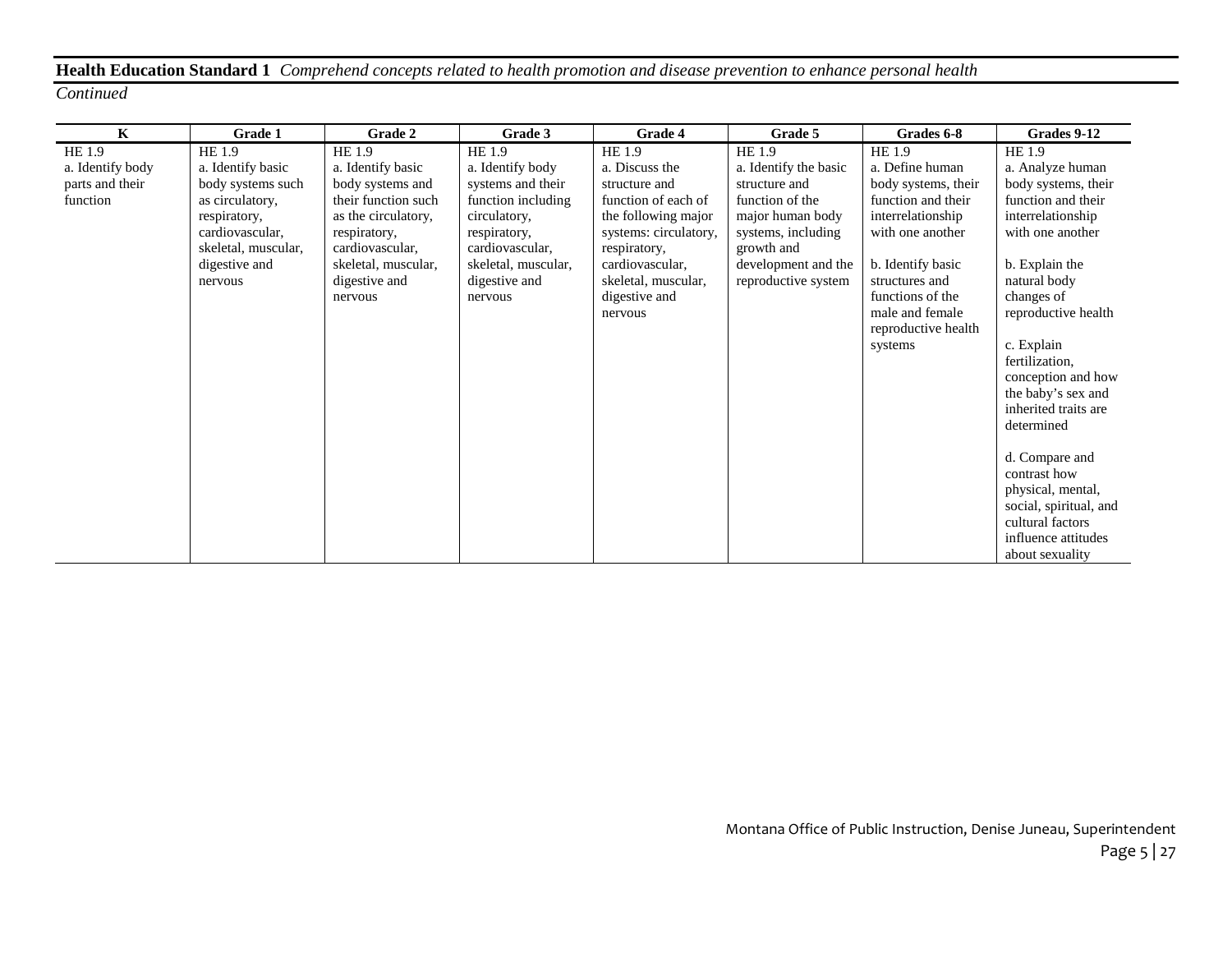**Health Education Standard 1** *Comprehend concepts related to health promotion and disease prevention to enhance personal health*

*Continued*

| K | Grade 1 | Grade 2 | Grade 3 | Grade 4 | Grade 5 | Grades 6-8 | Grades 9-12 |
|---|---|---|---|---|---|---|---|
| HE 1.9<br>a. Identify body parts and their function | HE 1.9<br>a. Identify basic body systems such as circulatory, respiratory, cardiovascular, skeletal, muscular, digestive and nervous | HE 1.9<br>a. Identify basic body systems and their function such as the circulatory, respiratory, cardiovascular, skeletal, muscular, digestive and nervous | HE 1.9<br>a. Identify body systems and their function including circulatory, respiratory, cardiovascular, skeletal, muscular, digestive and nervous | HE 1.9<br>a. Discuss the structure and function of each of the following major systems: circulatory, respiratory, cardiovascular, skeletal, muscular, digestive and nervous | HE 1.9<br>a. Identify the basic structure and function of the major human body systems, including growth and development and the reproductive system | HE 1.9<br>a. Define human body systems, their function and their interrelationship with one another<br><br>b. Identify basic structures and functions of the male and female reproductive health systems | HE 1.9<br>a. Analyze human body systems, their function and their interrelationship with one another<br><br>b. Explain the natural body changes of reproductive health<br><br>c. Explain fertilization, conception and how the baby's sex and inherited traits are determined<br><br>d. Compare and contrast how physical, mental, social, spiritual, and cultural factors influence attitudes about sexuality |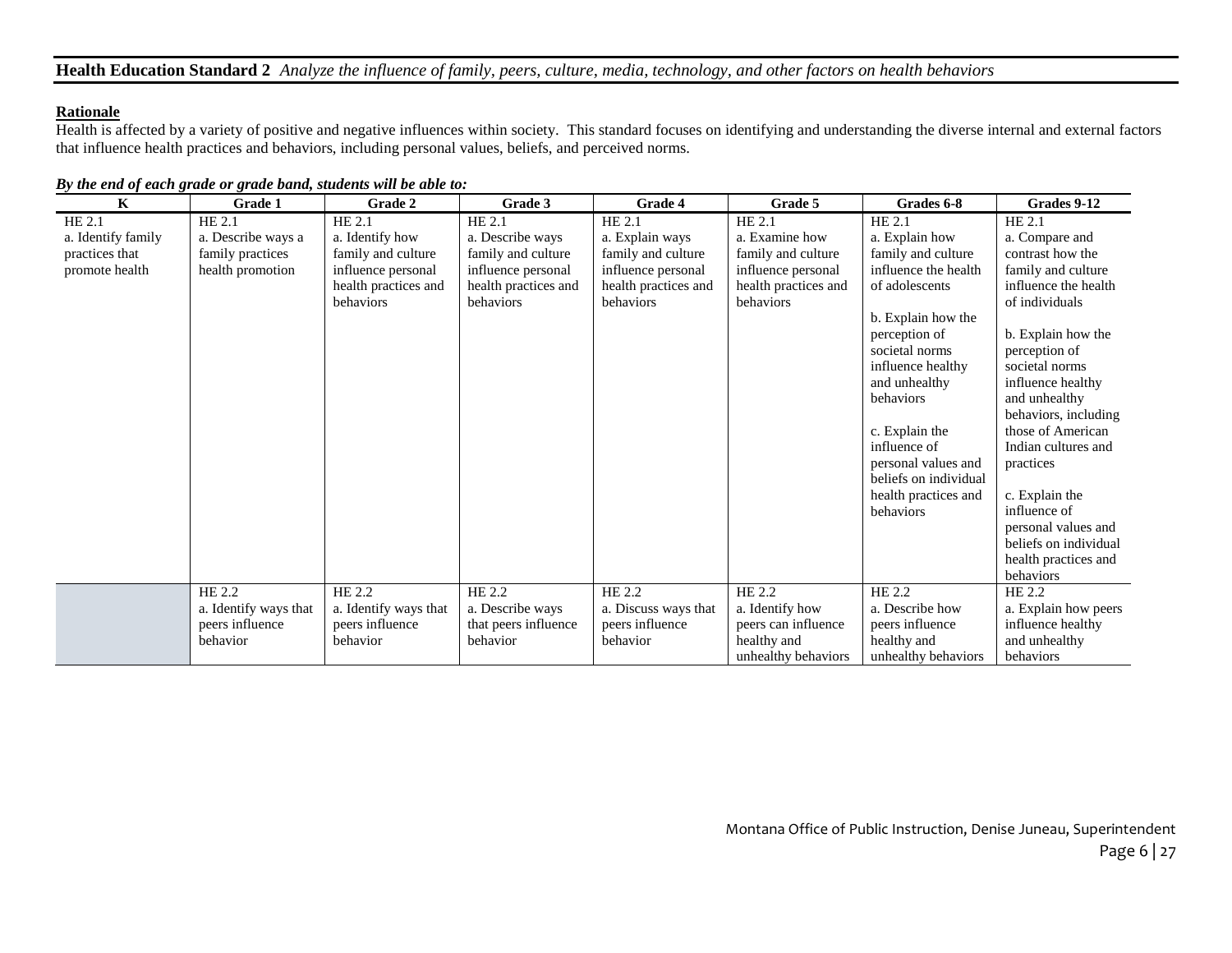## Health Education Standard 2 *Analyze the influence of family, peers, culture, media, technology, and other factors on health behaviors*

**Rationale**

Health is affected by a variety of positive and negative influences within society. This standard focuses on identifying and understanding the diverse internal and external factors that influence health practices and behaviors, including personal values, beliefs, and perceived norms.

***By the end of each grade or grade band, students will be able to:***

| K | Grade 1 | Grade 2 | Grade 3 | Grade 4 | Grade 5 | Grades 6-8 | Grades 9-12 |
|---|---|---|---|---|---|---|---|
| HE 2.1<br>a. Identify family practices that promote health | HE 2.1<br>a. Describe ways a family practices health promotion | HE 2.1<br>a. Identify how family and culture influence personal health practices and behaviors | HE 2.1<br>a. Describe ways family and culture influence personal health practices and behaviors | HE 2.1<br>a. Explain ways family and culture influence personal health practices and behaviors | HE 2.1<br>a. Examine how family and culture influence personal health practices and behaviors | HE 2.1<br>a. Explain how family and culture influence the health of adolescents<br><br>b. Explain how the perception of societal norms influence healthy and unhealthy behaviors<br><br>c. Explain the influence of personal values and beliefs on individual health practices and behaviors | HE 2.1<br>a. Compare and contrast how the family and culture influence the health of individuals<br><br>b. Explain how the perception of societal norms influence healthy and unhealthy behaviors, including those of American Indian cultures and practices<br><br>c. Explain the influence of personal values and beliefs on individual health practices and behaviors |
| | HE 2.2<br>a. Identify ways that peers influence behavior | HE 2.2<br>a. Identify ways that peers influence behavior | HE 2.2<br>a. Describe ways that peers influence behavior | HE 2.2<br>a. Discuss ways that peers influence behavior | HE 2.2<br>a. Identify how peers can influence healthy and unhealthy behaviors | HE 2.2<br>a. Describe how peers influence healthy and unhealthy behaviors | HE 2.2<br>a. Explain how peers influence healthy and unhealthy behaviors |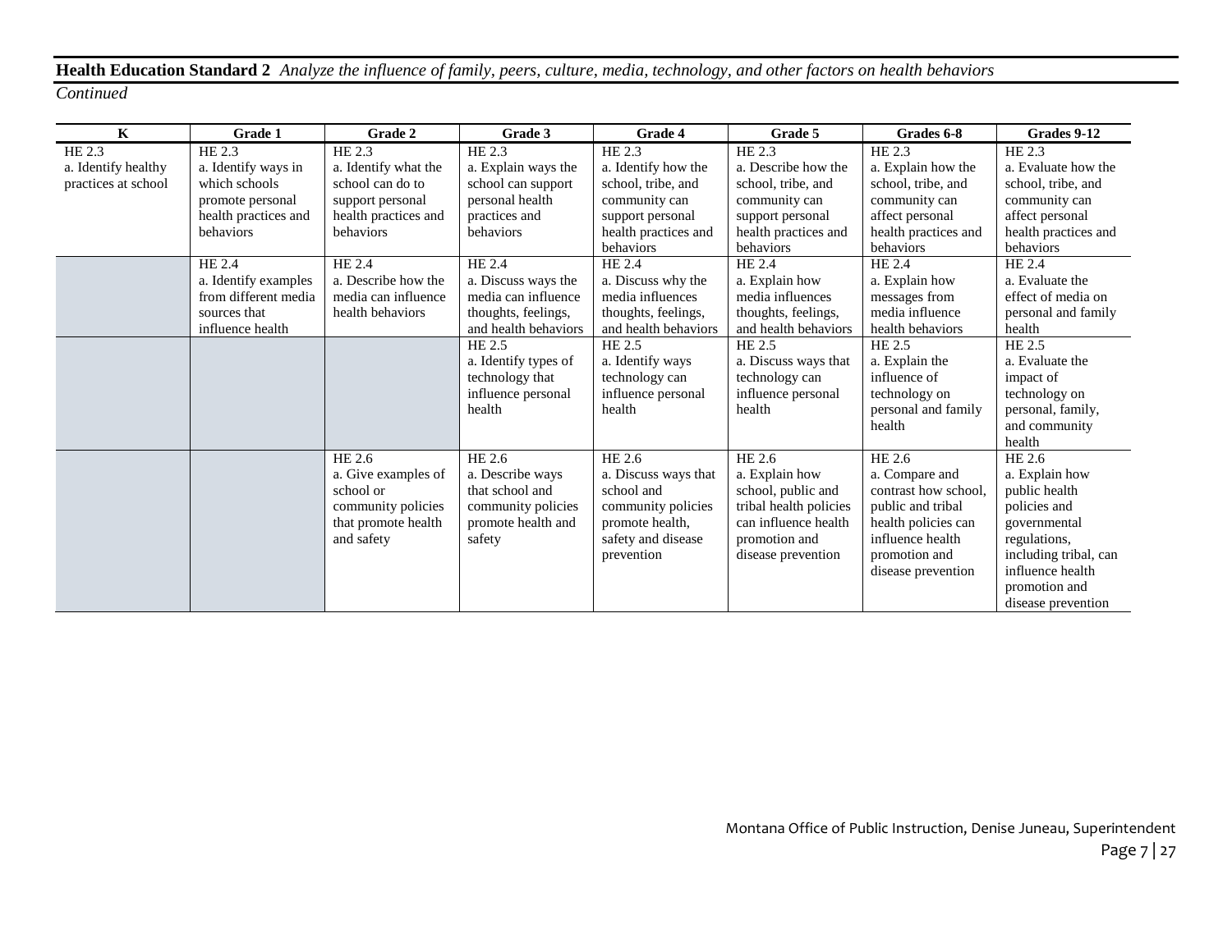**Health Education Standard 2** *Analyze the influence of family, peers, culture, media, technology, and other factors on health behaviors*

*Continued*

| K | Grade 1 | Grade 2 | Grade 3 | Grade 4 | Grade 5 | Grades 6-8 | Grades 9-12 |
|---|---|---|---|---|---|---|---|
| HE 2.3<br>a. Identify healthy practices at school | HE 2.3<br>a. Identify ways in which schools promote personal health practices and behaviors | HE 2.3<br>a. Identify what the school can do to support personal health practices and behaviors | HE 2.3<br>a. Explain ways the school can support personal health practices and behaviors | HE 2.3<br>a. Identify how the school, tribe, and community can support personal health practices and behaviors | HE 2.3<br>a. Describe how the school, tribe, and community can support personal health practices and behaviors | HE 2.3<br>a. Explain how the school, tribe, and community can affect personal health practices and behaviors | HE 2.3<br>a. Evaluate how the school, tribe, and community can affect personal health practices and behaviors |
| | HE 2.4<br>a. Identify examples from different media sources that influence health | HE 2.4<br>a. Describe how the media can influence health behaviors | HE 2.4<br>a. Discuss ways the media can influence thoughts, feelings, and health behaviors | HE 2.4<br>a. Discuss why the media influences thoughts, feelings, and health behaviors | HE 2.4<br>a. Explain how media influences thoughts, feelings, and health behaviors | HE 2.4<br>a. Explain how messages from media influence health behaviors | HE 2.4<br>a. Evaluate the effect of media on personal and family health |
| | | | HE 2.5<br>a. Identify types of technology that influence personal health | HE 2.5<br>a. Identify ways technology can influence personal health | HE 2.5<br>a. Discuss ways that technology can influence personal health | HE 2.5<br>a. Explain the influence of technology on personal and family health | HE 2.5<br>a. Evaluate the impact of technology on personal, family, and community health |
| | | HE 2.6<br>a. Give examples of school or community policies that promote health and safety | HE 2.6<br>a. Describe ways that school and community policies promote health and safety | HE 2.6<br>a. Discuss ways that school and community policies promote health, safety and disease prevention | HE 2.6<br>a. Explain how school, public and tribal health policies can influence health promotion and disease prevention | HE 2.6<br>a. Compare and contrast how school, public and tribal health policies can influence health promotion and disease prevention | HE 2.6<br>a. Explain how public health policies and governmental regulations, including tribal, can influence health promotion and disease prevention |

Montana Office of Public Instruction, Denise Juneau, Superintendent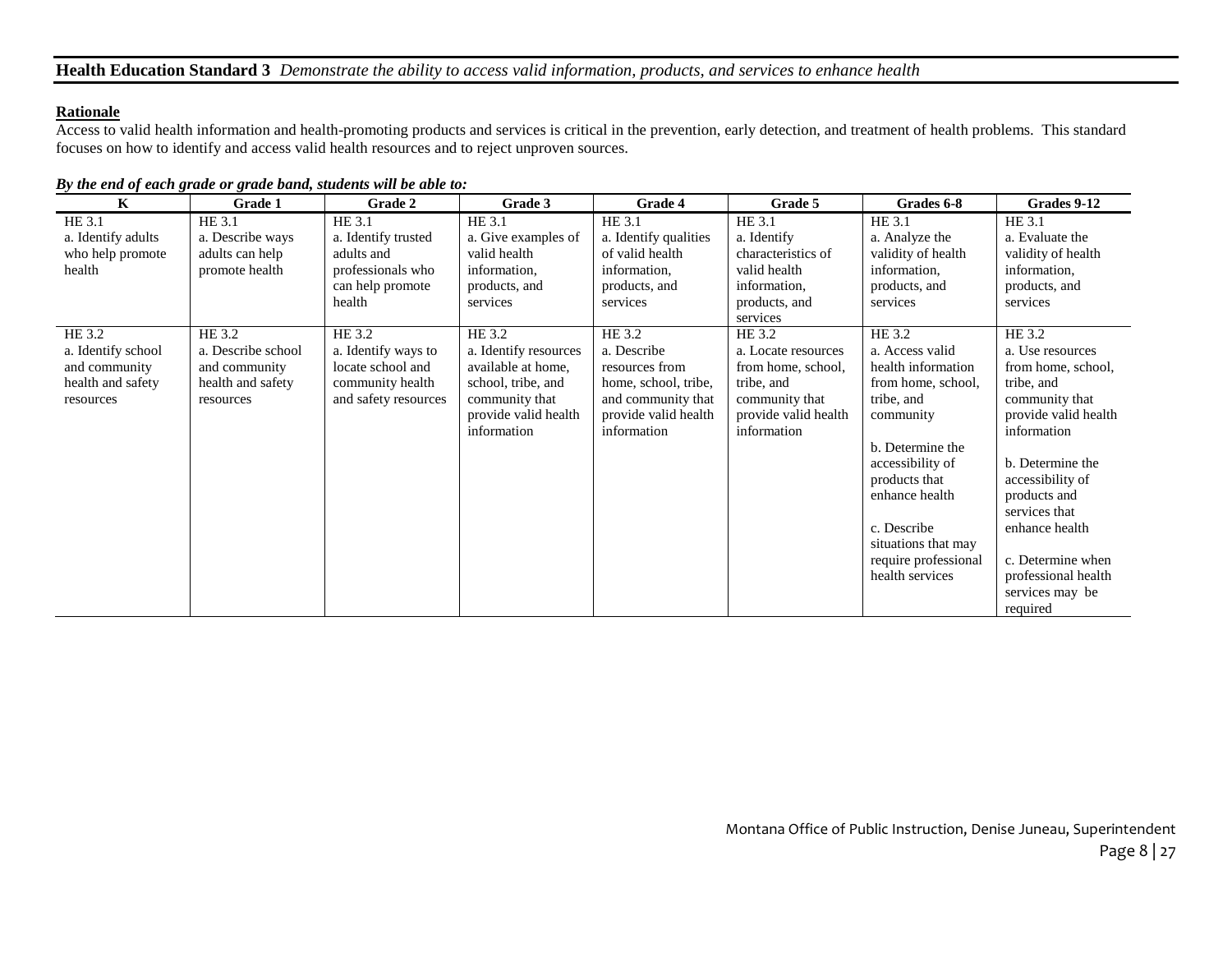## Health Education Standard 3 *Demonstrate the ability to access valid information, products, and services to enhance health*

**Rationale**

Access to valid health information and health-promoting products and services is critical in the prevention, early detection, and treatment of health problems. This standard focuses on how to identify and access valid health resources and to reject unproven sources.

***By the end of each grade or grade band, students will be able to:***

| K | Grade 1 | Grade 2 | Grade 3 | Grade 4 | Grade 5 | Grades 6-8 | Grades 9-12 |
|---|---|---|---|---|---|---|---|
| HE 3.1<br>a. Identify adults who help promote health | HE 3.1<br>a. Describe ways adults can help promote health | HE 3.1<br>a. Identify trusted adults and professionals who can help promote health | HE 3.1<br>a. Give examples of valid health information, products, and services | HE 3.1<br>a. Identify qualities of valid health information, products, and services | HE 3.1<br>a. Identify characteristics of valid health information, products, and services | HE 3.1<br>a. Analyze the validity of health information, products, and services | HE 3.1<br>a. Evaluate the validity of health information, products, and services |
| HE 3.2<br>a. Identify school and community health and safety resources | HE 3.2<br>a. Describe school and community health and safety resources | HE 3.2<br>a. Identify ways to locate school and community health and safety resources | HE 3.2<br>a. Identify resources available at home, school, tribe, and community that provide valid health information | HE 3.2<br>a. Describe resources from home, school, tribe, and community that provide valid health information | HE 3.2<br>a. Locate resources from home, school, tribe, and community that provide valid health information | HE 3.2<br>a. Access valid health information from home, school, tribe, and community<br><br>b. Determine the accessibility of products that enhance health<br><br>c. Describe situations that may require professional health services | HE 3.2<br>a. Use resources from home, school, tribe, and community that provide valid health information<br><br>b. Determine the accessibility of products and services that enhance health<br><br>c. Determine when professional health services may be required |

Montana Office of Public Instruction, Denise Juneau, Superintendent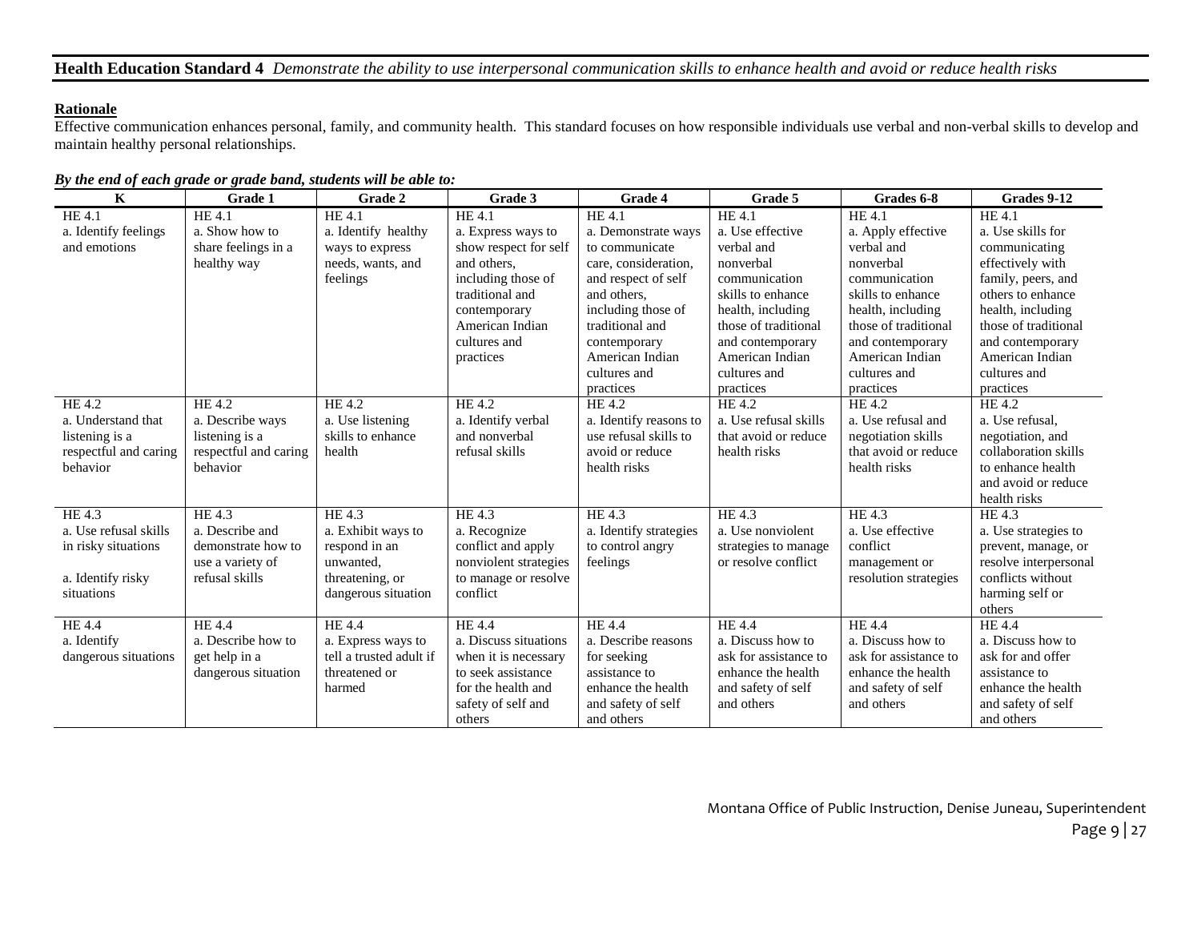## **Health Education Standard 4** *Demonstrate the ability to use interpersonal communication skills to enhance health and avoid or reduce health risks*

**Rationale**

Effective communication enhances personal, family, and community health. This standard focuses on how responsible individuals use verbal and non-verbal skills to develop and maintain healthy personal relationships.

***By the end of each grade or grade band, students will be able to:***

| K | Grade 1 | Grade 2 | Grade 3 | Grade 4 | Grade 5 | Grades 6-8 | Grades 9-12 |
|---|---|---|---|---|---|---|---|
| HE 4.1<br>a. Identify feelings and emotions | HE 4.1<br>a. Show how to share feelings in a healthy way | HE 4.1<br>a. Identify healthy ways to express needs, wants, and feelings | HE 4.1<br>a. Express ways to show respect for self and others, including those of traditional and contemporary American Indian cultures and practices | HE 4.1<br>a. Demonstrate ways to communicate care, consideration, and respect of self and others, including those of traditional and contemporary American Indian cultures and practices | HE 4.1<br>a. Use effective verbal and nonverbal communication skills to enhance health, including those of traditional and contemporary American Indian cultures and practices | HE 4.1<br>a. Apply effective verbal and nonverbal communication skills to enhance health, including those of traditional and contemporary American Indian cultures and practices | HE 4.1<br>a. Use skills for communicating effectively with family, peers, and others to enhance health, including those of traditional and contemporary American Indian cultures and practices |
| HE 4.2<br>a. Understand that listening is a respectful and caring behavior | HE 4.2<br>a. Describe ways listening is a respectful and caring behavior | HE 4.2<br>a. Use listening skills to enhance health | HE 4.2<br>a. Identify verbal and nonverbal refusal skills | HE 4.2<br>a. Identify reasons to use refusal skills to avoid or reduce health risks | HE 4.2<br>a. Use refusal skills that avoid or reduce health risks | HE 4.2<br>a. Use refusal and negotiation skills that avoid or reduce health risks | HE 4.2<br>a. Use refusal, negotiation, and collaboration skills to enhance health and avoid or reduce health risks |
| HE 4.3<br>a. Use refusal skills in risky situations<br><br>a. Identify risky situations | HE 4.3<br>a. Describe and demonstrate how to use a variety of refusal skills | HE 4.3<br>a. Exhibit ways to respond in an unwanted, threatening, or dangerous situation | HE 4.3<br>a. Recognize conflict and apply nonviolent strategies to manage or resolve conflict | HE 4.3<br>a. Identify strategies to control angry feelings | HE 4.3<br>a. Use nonviolent strategies to manage or resolve conflict | HE 4.3<br>a. Use effective conflict management or resolution strategies | HE 4.3<br>a. Use strategies to prevent, manage, or resolve interpersonal conflicts without harming self or others |
| HE 4.4<br>a. Identify dangerous situations | HE 4.4<br>a. Describe how to get help in a dangerous situation | HE 4.4<br>a. Express ways to tell a trusted adult if threatened or harmed | HE 4.4<br>a. Discuss situations when it is necessary to seek assistance for the health and safety of self and others | HE 4.4<br>a. Describe reasons for seeking assistance to enhance the health and safety of self and others | HE 4.4<br>a. Discuss how to ask for assistance to enhance the health and safety of self and others | HE 4.4<br>a. Discuss how to ask for assistance to enhance the health and safety of self and others | HE 4.4<br>a. Discuss how to ask for and offer assistance to enhance the health and safety of self and others |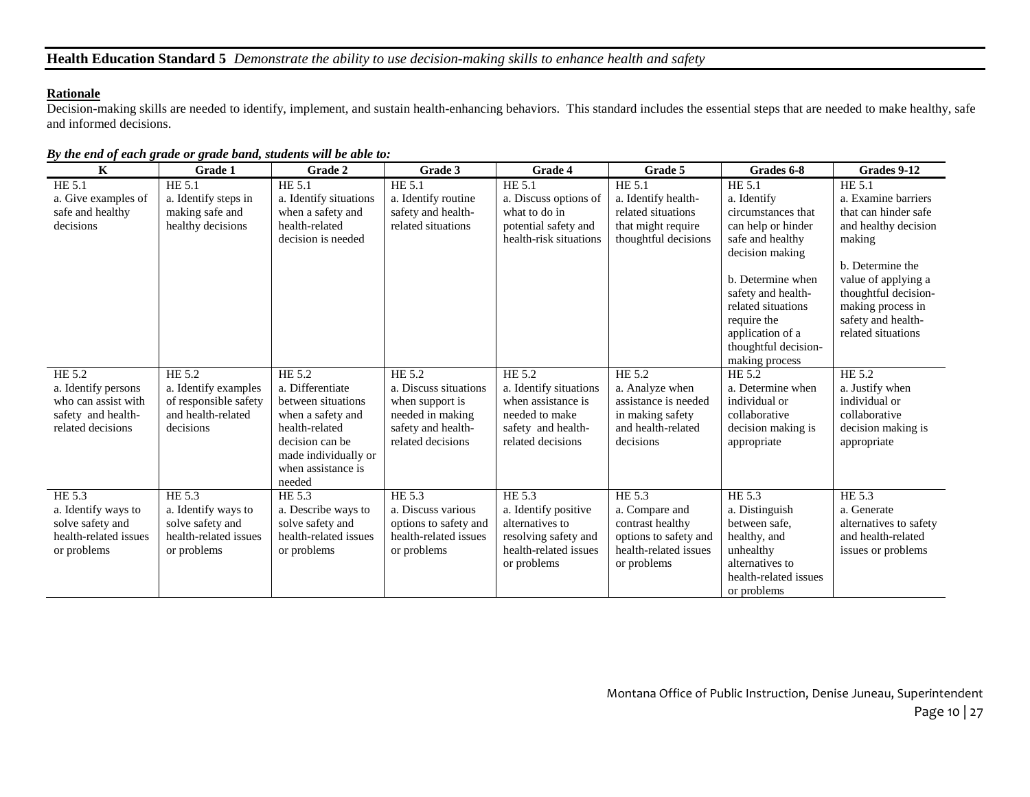## **Health Education Standard 5** *Demonstrate the ability to use decision-making skills to enhance health and safety*

**Rationale**

Decision-making skills are needed to identify, implement, and sustain health-enhancing behaviors. This standard includes the essential steps that are needed to make healthy, safe and informed decisions.

***By the end of each grade or grade band, students will be able to:***

| K | Grade 1 | Grade 2 | Grade 3 | Grade 4 | Grade 5 | Grades 6-8 | Grades 9-12 |
|---|---|---|---|---|---|---|---|
| HE 5.1<br>a. Give examples of safe and healthy decisions | HE 5.1<br>a. Identify steps in making safe and healthy decisions | HE 5.1<br>a. Identify situations when a safety and health-related decision is needed | HE 5.1<br>a. Identify routine safety and health-related situations | HE 5.1<br>a. Discuss options of what to do in potential safety and health-risk situations | HE 5.1<br>a. Identify health-related situations that might require thoughtful decisions | HE 5.1<br>a. Identify circumstances that can help or hinder safe and healthy decision making<br><br>b. Determine when safety and health-related situations require the application of a thoughtful decision-making process | HE 5.1<br>a. Examine barriers that can hinder safe and healthy decision making<br><br>b. Determine the value of applying a thoughtful decision-making process in safety and health-related situations |
| HE 5.2<br>a. Identify persons who can assist with safety and health-related decisions | HE 5.2<br>a. Identify examples of responsible safety and health-related decisions | HE 5.2<br>a. Differentiate between situations when a safety and health-related decision can be made individually or when assistance is needed | HE 5.2<br>a. Discuss situations when support is needed in making safety and health-related decisions | HE 5.2<br>a. Identify situations when assistance is needed to make safety and health-related decisions | HE 5.2<br>a. Analyze when assistance is needed in making safety and health-related decisions | HE 5.2<br>a. Determine when individual or collaborative decision making is appropriate | HE 5.2<br>a. Justify when individual or collaborative decision making is appropriate |
| HE 5.3<br>a. Identify ways to solve safety and health-related issues or problems | HE 5.3<br>a. Identify ways to solve safety and health-related issues or problems | HE 5.3<br>a. Describe ways to solve safety and health-related issues or problems | HE 5.3<br>a. Discuss various options to safety and health-related issues or problems | HE 5.3<br>a. Identify positive alternatives to resolving safety and health-related issues or problems | HE 5.3<br>a. Compare and contrast healthy options to safety and health-related issues or problems | HE 5.3<br>a. Distinguish between safe, healthy, and unhealthy alternatives to health-related issues or problems | HE 5.3<br>a. Generate alternatives to safety and health-related issues or problems |

Montana Office of Public Instruction, Denise Juneau, Superintendent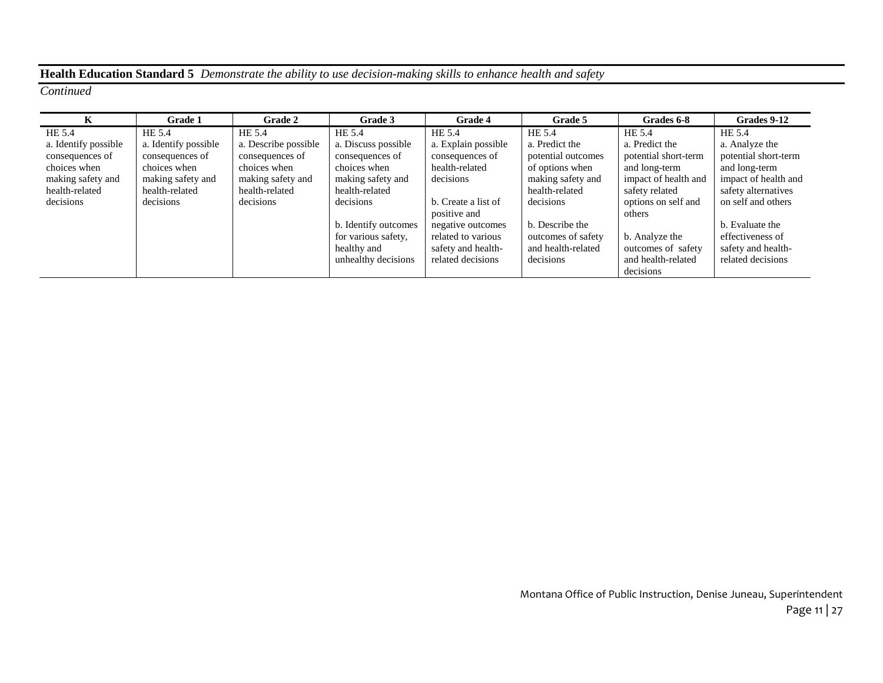**Health Education Standard 5** *Demonstrate the ability to use decision-making skills to enhance health and safety*

*Continued*

| K | Grade 1 | Grade 2 | Grade 3 | Grade 4 | Grade 5 | Grades 6-8 | Grades 9-12 |
|---|---|---|---|---|---|---|---|
| HE 5.4<br>a. Identify possible consequences of choices when making safety and health-related decisions | HE 5.4<br>a. Identify possible consequences of choices when making safety and health-related decisions | HE 5.4<br>a. Describe possible consequences of choices when making safety and health-related decisions | HE 5.4<br>a. Discuss possible consequences of choices when making safety and health-related decisions<br><br>b. Identify outcomes for various safety, healthy and unhealthy decisions | HE 5.4<br>a. Explain possible consequences of health-related decisions<br><br>b. Create a list of positive and negative outcomes related to various safety and health-related decisions | HE 5.4<br>a. Predict the potential outcomes of options when making safety and health-related decisions<br><br>b. Describe the outcomes of safety and health-related decisions | HE 5.4<br>a. Predict the potential short-term and long-term impact of health and safety related options on self and others<br><br>b. Analyze the outcomes of safety and health-related decisions | HE 5.4<br>a. Analyze the potential short-term and long-term impact of health and safety alternatives on self and others<br><br>b. Evaluate the effectiveness of safety and health-related decisions |

Montana Office of Public Instruction, Denise Juneau, Superintendent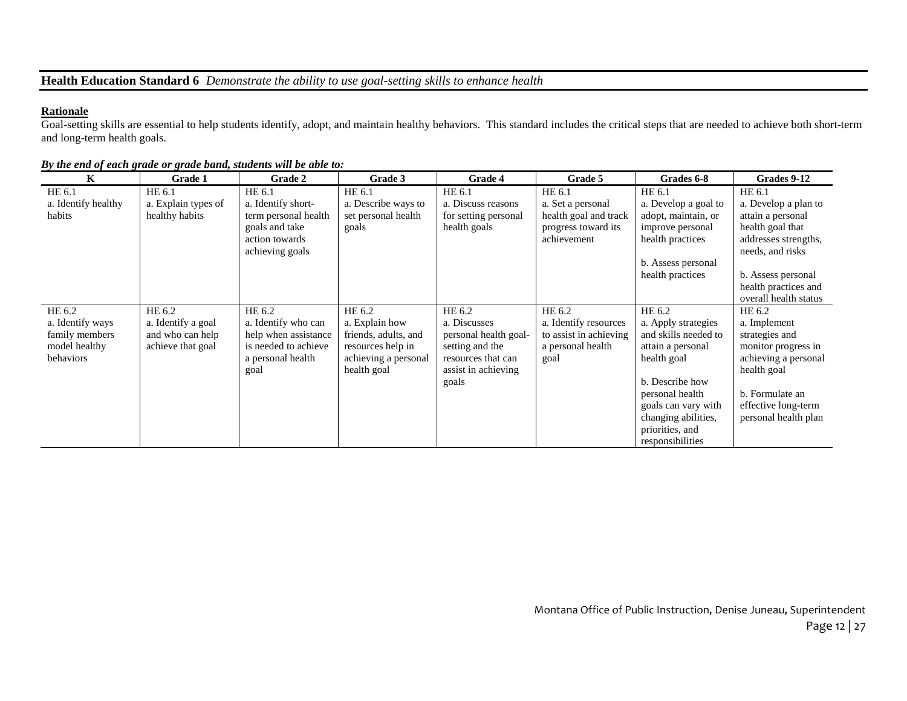## **Health Education Standard 6** *Demonstrate the ability to use goal-setting skills to enhance health*

**Rationale**

Goal-setting skills are essential to help students identify, adopt, and maintain healthy behaviors. This standard includes the critical steps that are needed to achieve both short-term and long-term health goals.

***By the end of each grade or grade band, students will be able to:***

| K | Grade 1 | Grade 2 | Grade 3 | Grade 4 | Grade 5 | Grades 6-8 | Grades 9-12 |
|---|---|---|---|---|---|---|---|
| HE 6.1<br>a. Identify healthy habits | HE 6.1<br>a. Explain types of healthy habits | HE 6.1<br>a. Identify short-term personal health goals and take action towards achieving goals | HE 6.1<br>a. Describe ways to set personal health goals | HE 6.1<br>a. Discuss reasons for setting personal health goals | HE 6.1<br>a. Set a personal health goal and track progress toward its achievement | HE 6.1<br>a. Develop a goal to adopt, maintain, or improve personal health practices<br><br>b. Assess personal health practices | HE 6.1<br>a. Develop a plan to attain a personal health goal that addresses strengths, needs, and risks<br><br>b. Assess personal health practices and overall health status |
| HE 6.2<br>a. Identify ways family members model healthy behaviors | HE 6.2<br>a. Identify a goal and who can help achieve that goal | HE 6.2<br>a. Identify who can help when assistance is needed to achieve a personal health goal | HE 6.2<br>a. Explain how friends, adults, and resources help in achieving a personal health goal | HE 6.2<br>a. Discusses personal health goal-setting and the resources that can assist in achieving goals | HE 6.2<br>a. Identify resources to assist in achieving a personal health goal | HE 6.2<br>a. Apply strategies and skills needed to attain a personal health goal<br><br>b. Describe how personal health goals can vary with changing abilities, priorities, and responsibilities | HE 6.2<br>a. Implement strategies and monitor progress in achieving a personal health goal<br><br>b. Formulate an effective long-term personal health plan |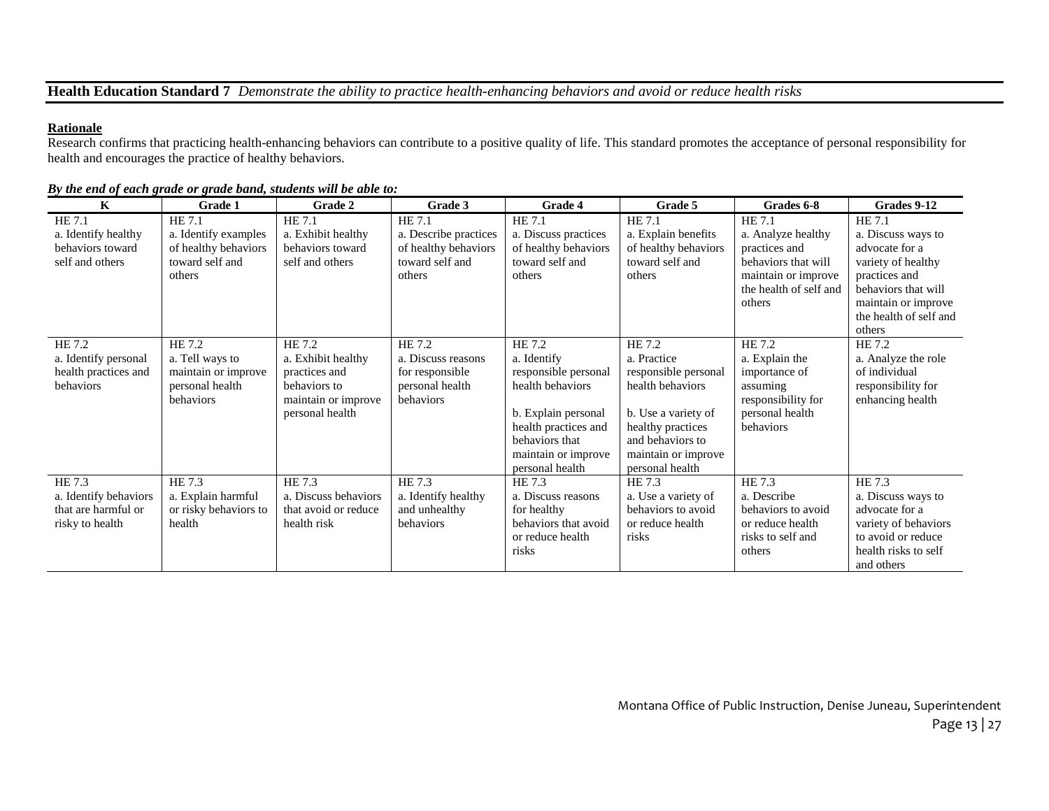## **Health Education Standard 7** *Demonstrate the ability to practice health-enhancing behaviors and avoid or reduce health risks*

**Rationale**

Research confirms that practicing health-enhancing behaviors can contribute to a positive quality of life. This standard promotes the acceptance of personal responsibility for health and encourages the practice of healthy behaviors.

***By the end of each grade or grade band, students will be able to:***

| K | Grade 1 | Grade 2 | Grade 3 | Grade 4 | Grade 5 | Grades 6-8 | Grades 9-12 |
|---|---|---|---|---|---|---|---|
| HE 7.1<br>a. Identify healthy behaviors toward self and others | HE 7.1<br>a. Identify examples of healthy behaviors toward self and others | HE 7.1<br>a. Exhibit healthy behaviors toward self and others | HE 7.1<br>a. Describe practices of healthy behaviors toward self and others | HE 7.1<br>a. Discuss practices of healthy behaviors toward self and others | HE 7.1<br>a. Explain benefits of healthy behaviors toward self and others | HE 7.1<br>a. Analyze healthy practices and behaviors that will maintain or improve the health of self and others | HE 7.1<br>a. Discuss ways to advocate for a variety of healthy practices and behaviors that will maintain or improve the health of self and others |
| HE 7.2<br>a. Identify personal health practices and behaviors | HE 7.2<br>a. Tell ways to maintain or improve personal health behaviors | HE 7.2<br>a. Exhibit healthy practices and behaviors to maintain or improve personal health | HE 7.2<br>a. Discuss reasons for responsible personal health behaviors | HE 7.2<br>a. Identify responsible personal health behaviors<br><br>b. Explain personal health practices and behaviors that maintain or improve personal health | HE 7.2<br>a. Practice responsible personal health behaviors<br><br>b. Use a variety of healthy practices and behaviors to maintain or improve personal health | HE 7.2<br>a. Explain the importance of assuming responsibility for personal health behaviors | HE 7.2<br>a. Analyze the role of individual responsibility for enhancing health |
| HE 7.3<br>a. Identify behaviors that are harmful or risky to health | HE 7.3<br>a. Explain harmful or risky behaviors to health | HE 7.3<br>a. Discuss behaviors that avoid or reduce health risk | HE 7.3<br>a. Identify healthy and unhealthy behaviors | HE 7.3<br>a. Discuss reasons for healthy behaviors that avoid or reduce health risks | HE 7.3<br>a. Use a variety of behaviors to avoid or reduce health risks | HE 7.3<br>a. Describe behaviors to avoid or reduce health risks to self and others | HE 7.3<br>a. Discuss ways to advocate for a variety of behaviors to avoid or reduce health risks to self and others |

Montana Office of Public Instruction, Denise Juneau, Superintendent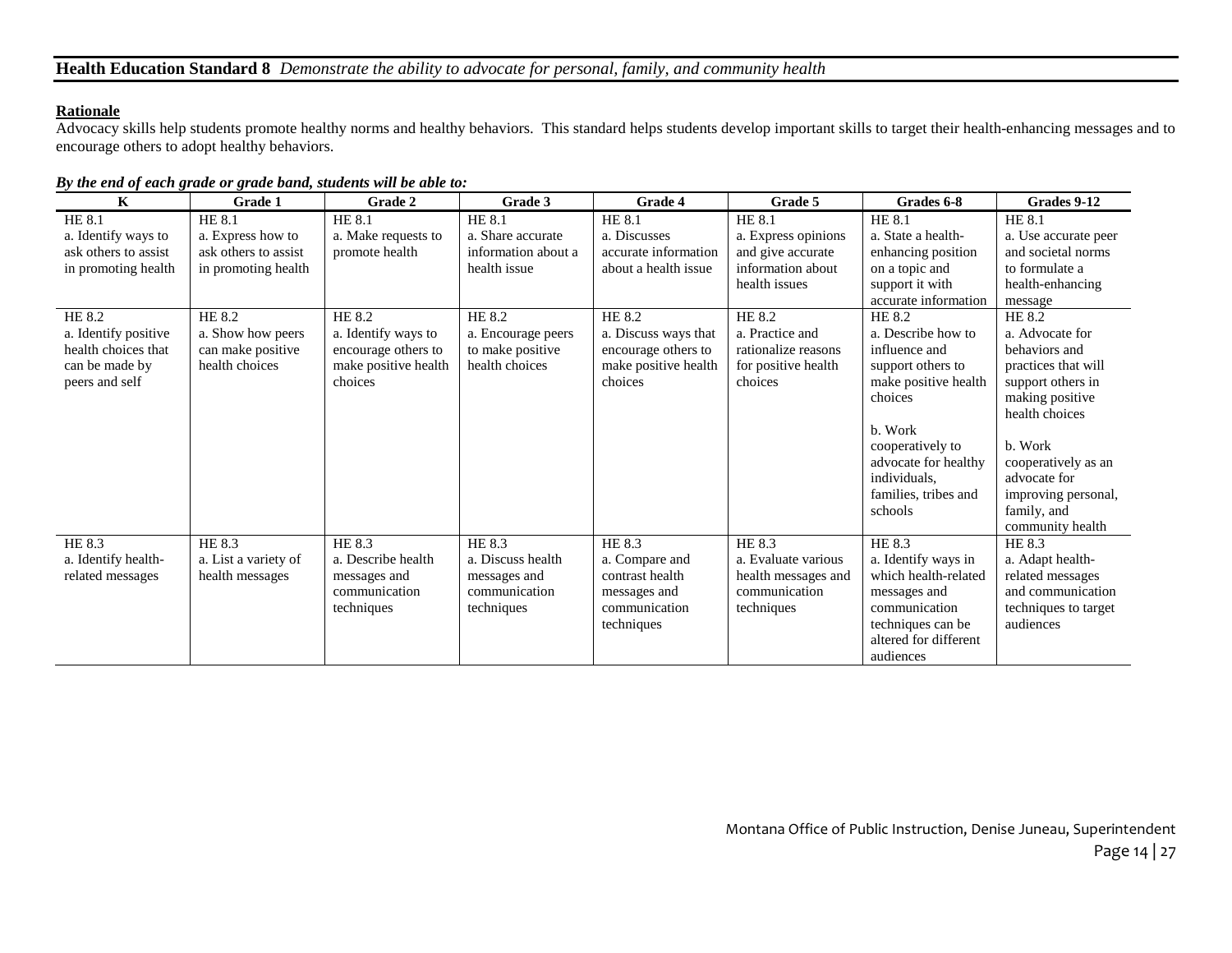## **Health Education Standard 8** *Demonstrate the ability to advocate for personal, family, and community health*

**Rationale**

Advocacy skills help students promote healthy norms and healthy behaviors. This standard helps students develop important skills to target their health-enhancing messages and to encourage others to adopt healthy behaviors.

***By the end of each grade or grade band, students will be able to:***

| K | Grade 1 | Grade 2 | Grade 3 | Grade 4 | Grade 5 | Grades 6-8 | Grades 9-12 |
|---|---|---|---|---|---|---|---|
| HE 8.1<br>a. Identify ways to ask others to assist in promoting health | HE 8.1<br>a. Express how to ask others to assist in promoting health | HE 8.1<br>a. Make requests to promote health | HE 8.1<br>a. Share accurate information about a health issue | HE 8.1<br>a. Discusses accurate information about a health issue | HE 8.1<br>a. Express opinions and give accurate information about health issues | HE 8.1<br>a. State a health-enhancing position on a topic and support it with accurate information | HE 8.1<br>a. Use accurate peer and societal norms to formulate a health-enhancing message |
| HE 8.2<br>a. Identify positive health choices that can be made by peers and self | HE 8.2<br>a. Show how peers can make positive health choices | HE 8.2<br>a. Identify ways to encourage others to make positive health choices | HE 8.2<br>a. Encourage peers to make positive health choices | HE 8.2<br>a. Discuss ways that encourage others to make positive health choices | HE 8.2<br>a. Practice and rationalize reasons for positive health choices | HE 8.2<br>a. Describe how to influence and support others to make positive health choices<br><br>b. Work cooperatively to advocate for healthy individuals, families, tribes and schools | HE 8.2<br>a. Advocate for behaviors and practices that will support others in making positive health choices<br><br>b. Work cooperatively as an advocate for improving personal, family, and community health |
| HE 8.3<br>a. Identify health-related messages | HE 8.3<br>a. List a variety of health messages | HE 8.3<br>a. Describe health messages and communication techniques | HE 8.3<br>a. Discuss health messages and communication techniques | HE 8.3<br>a. Compare and contrast health messages and communication techniques | HE 8.3<br>a. Evaluate various health messages and communication techniques | HE 8.3<br>a. Identify ways in which health-related messages and communication techniques can be altered for different audiences | HE 8.3<br>a. Adapt health-related messages and communication techniques to target audiences |

Montana Office of Public Instruction, Denise Juneau, Superintendent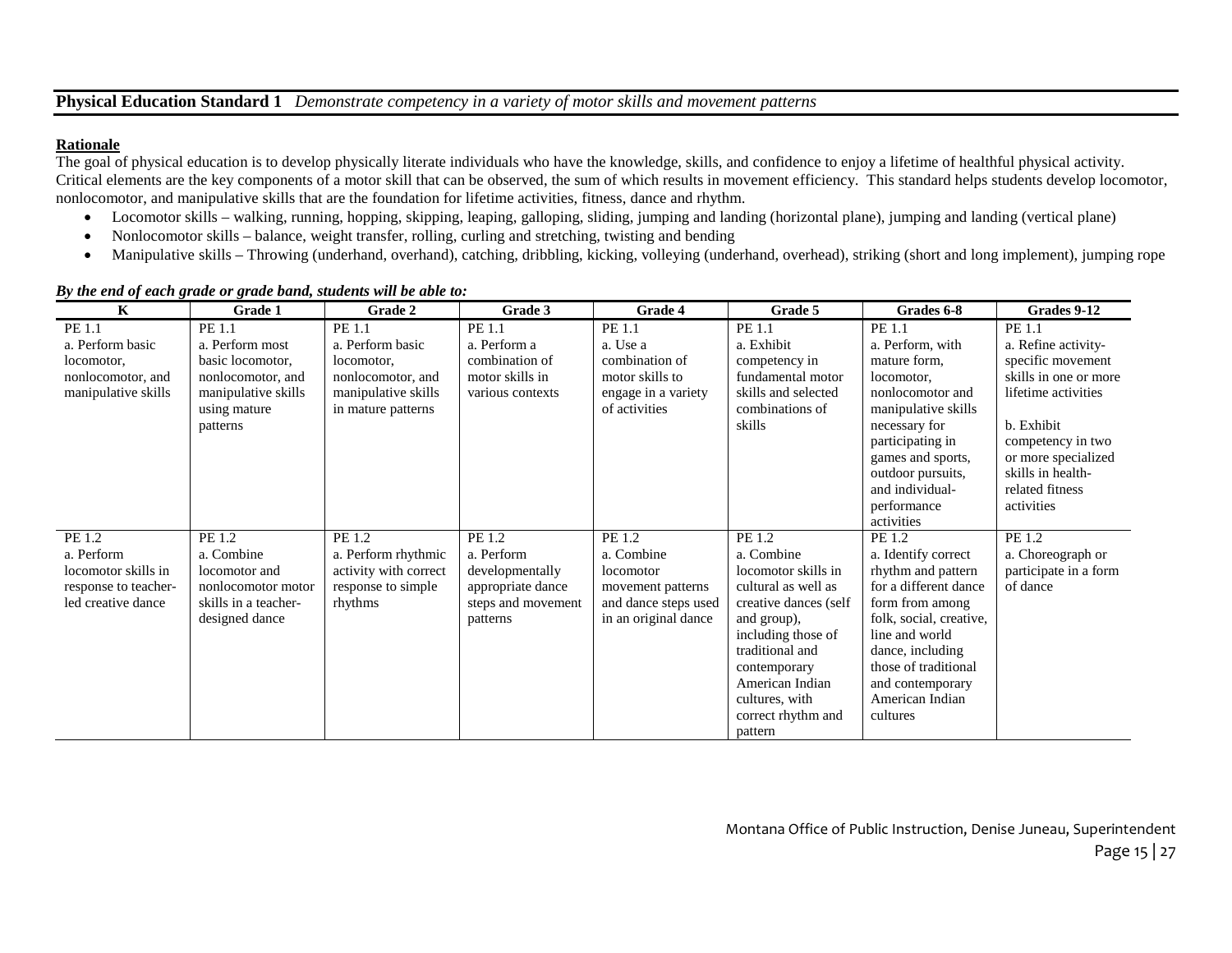## **Physical Education Standard 1** *Demonstrate competency in a variety of motor skills and movement patterns*

**Rationale**

The goal of physical education is to develop physically literate individuals who have the knowledge, skills, and confidence to enjoy a lifetime of healthful physical activity. Critical elements are the key components of a motor skill that can be observed, the sum of which results in movement efficiency. This standard helps students develop locomotor, nonlocomotor, and manipulative skills that are the foundation for lifetime activities, fitness, dance and rhythm.

- Locomotor skills – walking, running, hopping, skipping, leaping, galloping, sliding, jumping and landing (horizontal plane), jumping and landing (vertical plane)
- Nonlocomotor skills – balance, weight transfer, rolling, curling and stretching, twisting and bending
- Manipulative skills – Throwing (underhand, overhand), catching, dribbling, kicking, volleying (underhand, overhead), striking (short and long implement), jumping rope

***By the end of each grade or grade band, students will be able to:***

| K | Grade 1 | Grade 2 | Grade 3 | Grade 4 | Grade 5 | Grades 6-8 | Grades 9-12 |
|---|---|---|---|---|---|---|---|
| PE 1.1<br>a. Perform basic locomotor, nonlocomotor, and manipulative skills | PE 1.1<br>a. Perform most basic locomotor, nonlocomotor, and manipulative skills using mature patterns | PE 1.1<br>a. Perform basic locomotor, nonlocomotor, and manipulative skills in mature patterns | PE 1.1<br>a. Perform a combination of motor skills in various contexts | PE 1.1<br>a. Use a combination of motor skills to engage in a variety of activities | PE 1.1<br>a. Exhibit competency in fundamental motor skills and selected combinations of skills | PE 1.1<br>a. Perform, with mature form, locomotor, nonlocomotor and manipulative skills necessary for participating in games and sports, outdoor pursuits, and individual-performance activities | PE 1.1<br>a. Refine activity-specific movement skills in one or more lifetime activities<br><br>b. Exhibit competency in two or more specialized skills in health-related fitness activities |
| PE 1.2<br>a. Perform locomotor skills in response to teacher-led creative dance | PE 1.2<br>a. Combine locomotor and nonlocomotor motor skills in a teacher-designed dance | PE 1.2<br>a. Perform rhythmic activity with correct response to simple rhythms | PE 1.2<br>a. Perform developmentally appropriate dance steps and movement patterns | PE 1.2<br>a. Combine locomotor movement patterns and dance steps used in an original dance | PE 1.2<br>a. Combine locomotor skills in cultural as well as creative dances (self and group), including those of traditional and contemporary American Indian cultures, with correct rhythm and pattern | PE 1.2<br>a. Identify correct rhythm and pattern for a different dance form from among folk, social, creative, line and world dance, including those of traditional and contemporary American Indian cultures | PE 1.2<br>a. Choreograph or participate in a form of dance |

Montana Office of Public Instruction, Denise Juneau, Superintendent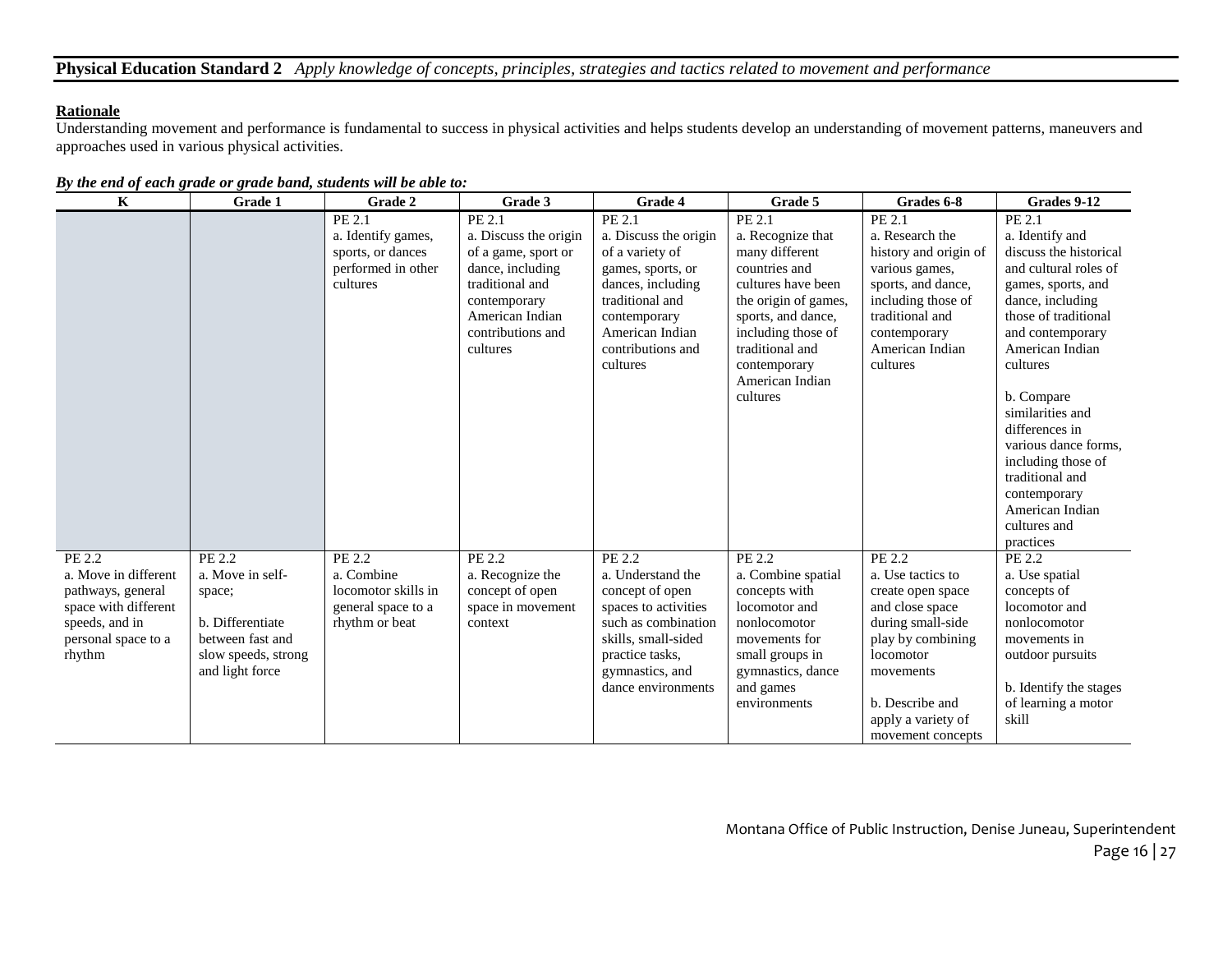**Physical Education Standard 2** *Apply knowledge of concepts, principles, strategies and tactics related to movement and performance*

**Rationale**

Understanding movement and performance is fundamental to success in physical activities and helps students develop an understanding of movement patterns, maneuvers and approaches used in various physical activities.

***By the end of each grade or grade band, students will be able to:***

| K | Grade 1 | Grade 2 | Grade 3 | Grade 4 | Grade 5 | Grades 6-8 | Grades 9-12 |
|---|---|---|---|---|---|---|---|
| | | PE 2.1<br>a. Identify games, sports, or dances performed in other cultures | PE 2.1<br>a. Discuss the origin of a game, sport or dance, including traditional and contemporary American Indian contributions and cultures | PE 2.1<br>a. Discuss the origin of a variety of games, sports, or dances, including traditional and contemporary American Indian contributions and cultures | PE 2.1<br>a. Recognize that many different countries and cultures have been the origin of games, sports, and dance, including those of traditional and contemporary American Indian cultures | PE 2.1<br>a. Research the history and origin of various games, sports, and dance, including those of traditional and contemporary American Indian cultures | PE 2.1<br>a. Identify and discuss the historical and cultural roles of games, sports, and dance, including those of traditional and contemporary American Indian cultures<br><br>b. Compare similarities and differences in various dance forms, including those of traditional and contemporary American Indian cultures and practices |
| PE 2.2<br>a. Move in different pathways, general space with different speeds, and in personal space to a rhythm | PE 2.2<br>a. Move in self-space;<br><br>b. Differentiate between fast and slow speeds, strong and light force | PE 2.2<br>a. Combine locomotor skills in general space to a rhythm or beat | PE 2.2<br>a. Recognize the concept of open space in movement context | PE 2.2<br>a. Understand the concept of open spaces to activities such as combination skills, small-sided practice tasks, gymnastics, and dance environments | PE 2.2<br>a. Combine spatial concepts with locomotor and nonlocomotor movements for small groups in gymnastics, dance and games environments | PE 2.2<br>a. Use tactics to create open space and close space during small-side play by combining locomotor movements<br><br>b. Describe and apply a variety of movement concepts | PE 2.2<br>a. Use spatial concepts of locomotor and nonlocomotor movements in outdoor pursuits<br><br>b. Identify the stages of learning a motor skill |

Montana Office of Public Instruction, Denise Juneau, Superintendent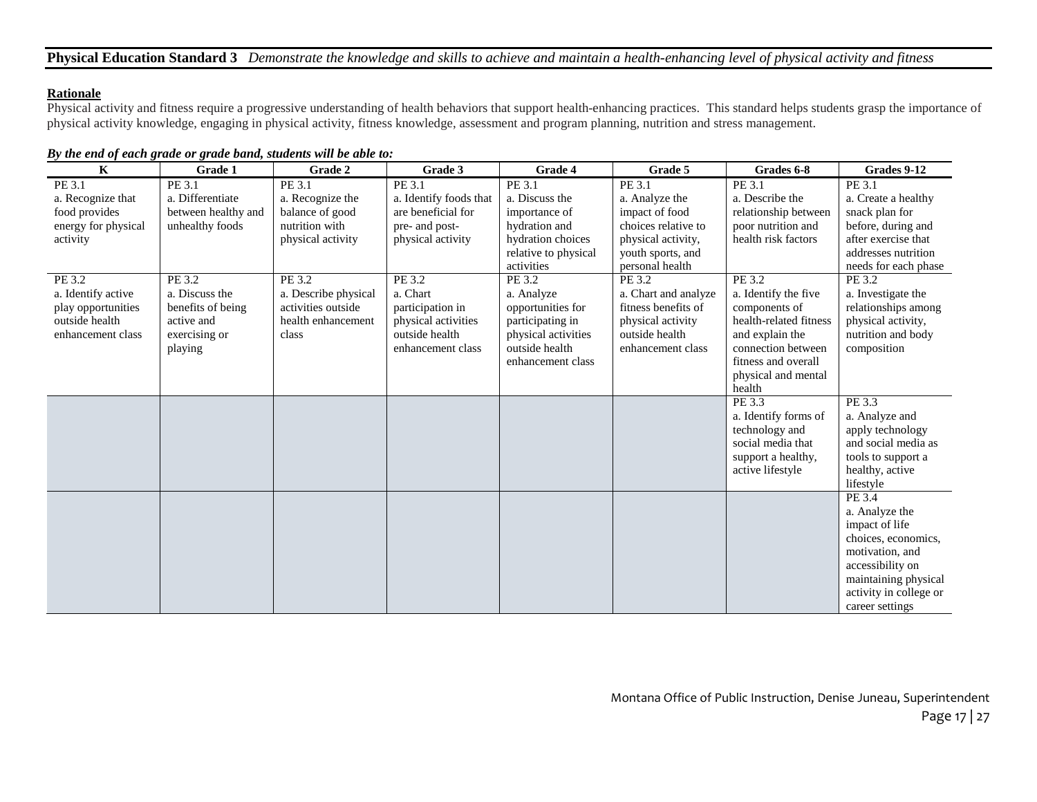**Physical Education Standard 3** *Demonstrate the knowledge and skills to achieve and maintain a health-enhancing level of physical activity and fitness*

**Rationale**

Physical activity and fitness require a progressive understanding of health behaviors that support health-enhancing practices. This standard helps students grasp the importance of physical activity knowledge, engaging in physical activity, fitness knowledge, assessment and program planning, nutrition and stress management.

***By the end of each grade or grade band, students will be able to:***

| K | Grade 1 | Grade 2 | Grade 3 | Grade 4 | Grade 5 | Grades 6-8 | Grades 9-12 |
|---|---|---|---|---|---|---|---|
| PE 3.1<br>a. Recognize that food provides energy for physical activity | PE 3.1<br>a. Differentiate between healthy and unhealthy foods | PE 3.1<br>a. Recognize the balance of good nutrition with physical activity | PE 3.1<br>a. Identify foods that are beneficial for pre- and post-physical activity | PE 3.1<br>a. Discuss the importance of hydration and hydration choices relative to physical activities | PE 3.1<br>a. Analyze the impact of food choices relative to physical activity, youth sports, and personal health | PE 3.1<br>a. Describe the relationship between poor nutrition and health risk factors | PE 3.1<br>a. Create a healthy snack plan for before, during and after exercise that addresses nutrition needs for each phase |
| PE 3.2<br>a. Identify active play opportunities outside health enhancement class | PE 3.2<br>a. Discuss the benefits of being active and exercising or playing | PE 3.2<br>a. Describe physical activities outside health enhancement class | PE 3.2<br>a. Chart participation in physical activities outside health enhancement class | PE 3.2<br>a. Analyze opportunities for participating in physical activities outside health enhancement class | PE 3.2<br>a. Chart and analyze fitness benefits of physical activity outside health enhancement class | PE 3.2<br>a. Identify the five components of health-related fitness and explain the connection between fitness and overall physical and mental health | PE 3.2<br>a. Investigate the relationships among physical activity, nutrition and body composition |
| | | | | | | PE 3.3<br>a. Identify forms of technology and social media that support a healthy, active lifestyle | PE 3.3<br>a. Analyze and apply technology and social media as tools to support a healthy, active lifestyle |
| | | | | | | | PE 3.4<br>a. Analyze the impact of life choices, economics, motivation, and accessibility on maintaining physical activity in college or career settings |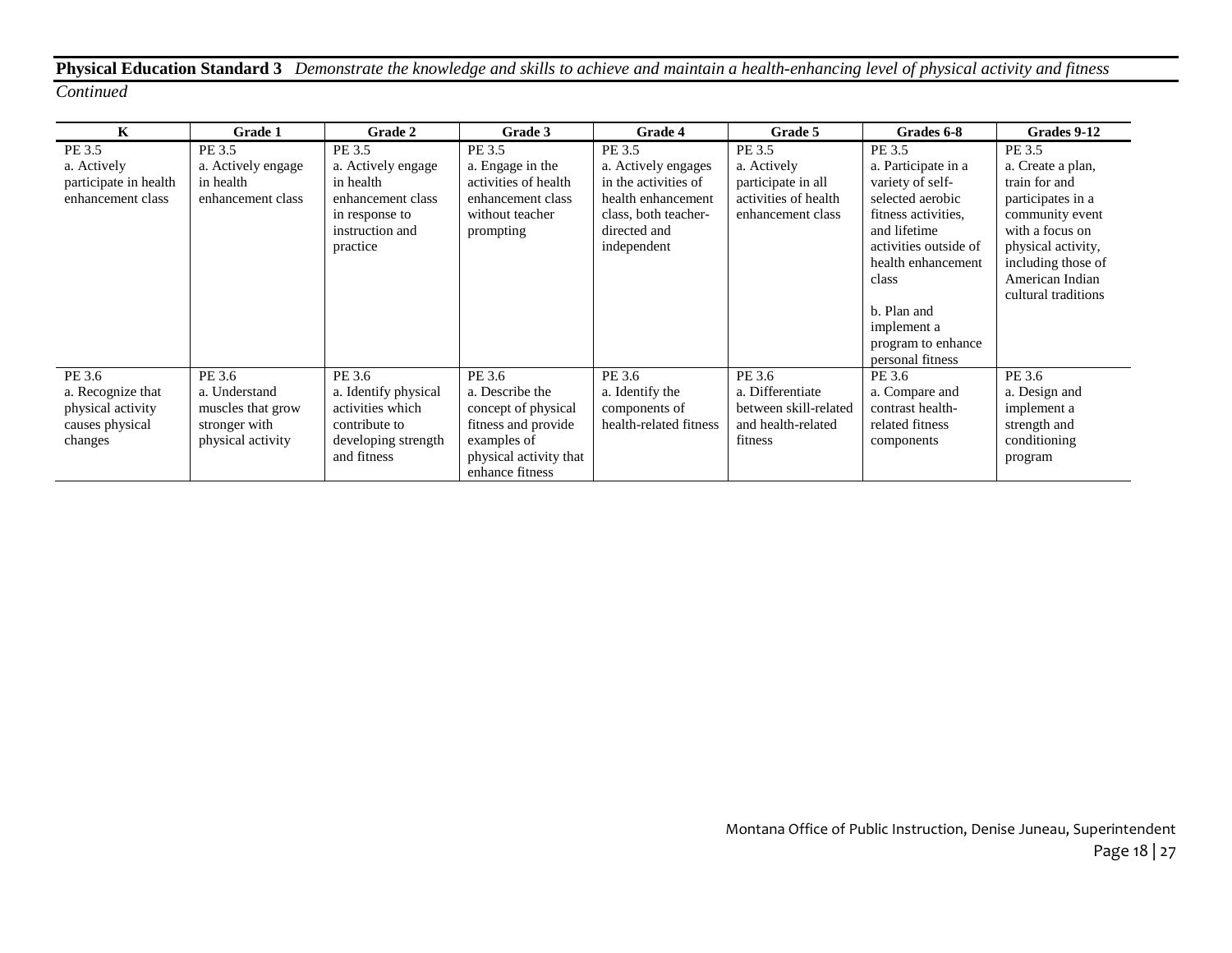**Physical Education Standard 3** *Demonstrate the knowledge and skills to achieve and maintain a health-enhancing level of physical activity and fitness*

*Continued*

| K | Grade 1 | Grade 2 | Grade 3 | Grade 4 | Grade 5 | Grades 6-8 | Grades 9-12 |
|---|---|---|---|---|---|---|---|
| PE 3.5<br>a. Actively participate in health enhancement class | PE 3.5<br>a. Actively engage in health enhancement class | PE 3.5<br>a. Actively engage in health enhancement class in response to instruction and practice | PE 3.5<br>a. Engage in the activities of health enhancement class without teacher prompting | PE 3.5<br>a. Actively engages in the activities of health enhancement class, both teacher-directed and independent | PE 3.5<br>a. Actively participate in all activities of health enhancement class | PE 3.5<br>a. Participate in a variety of self-selected aerobic fitness activities, and lifetime activities outside of health enhancement class<br><br>b. Plan and implement a program to enhance personal fitness | PE 3.5<br>a. Create a plan, train for and participates in a community event with a focus on physical activity, including those of American Indian cultural traditions |
| PE 3.6<br>a. Recognize that physical activity causes physical changes | PE 3.6<br>a. Understand muscles that grow stronger with physical activity | PE 3.6<br>a. Identify physical activities which contribute to developing strength and fitness | PE 3.6<br>a. Describe the concept of physical fitness and provide examples of physical activity that enhance fitness | PE 3.6<br>a. Identify the components of health-related fitness | PE 3.6<br>a. Differentiate between skill-related and health-related fitness | PE 3.6<br>a. Compare and contrast health-related fitness components | PE 3.6<br>a. Design and implement a strength and conditioning program |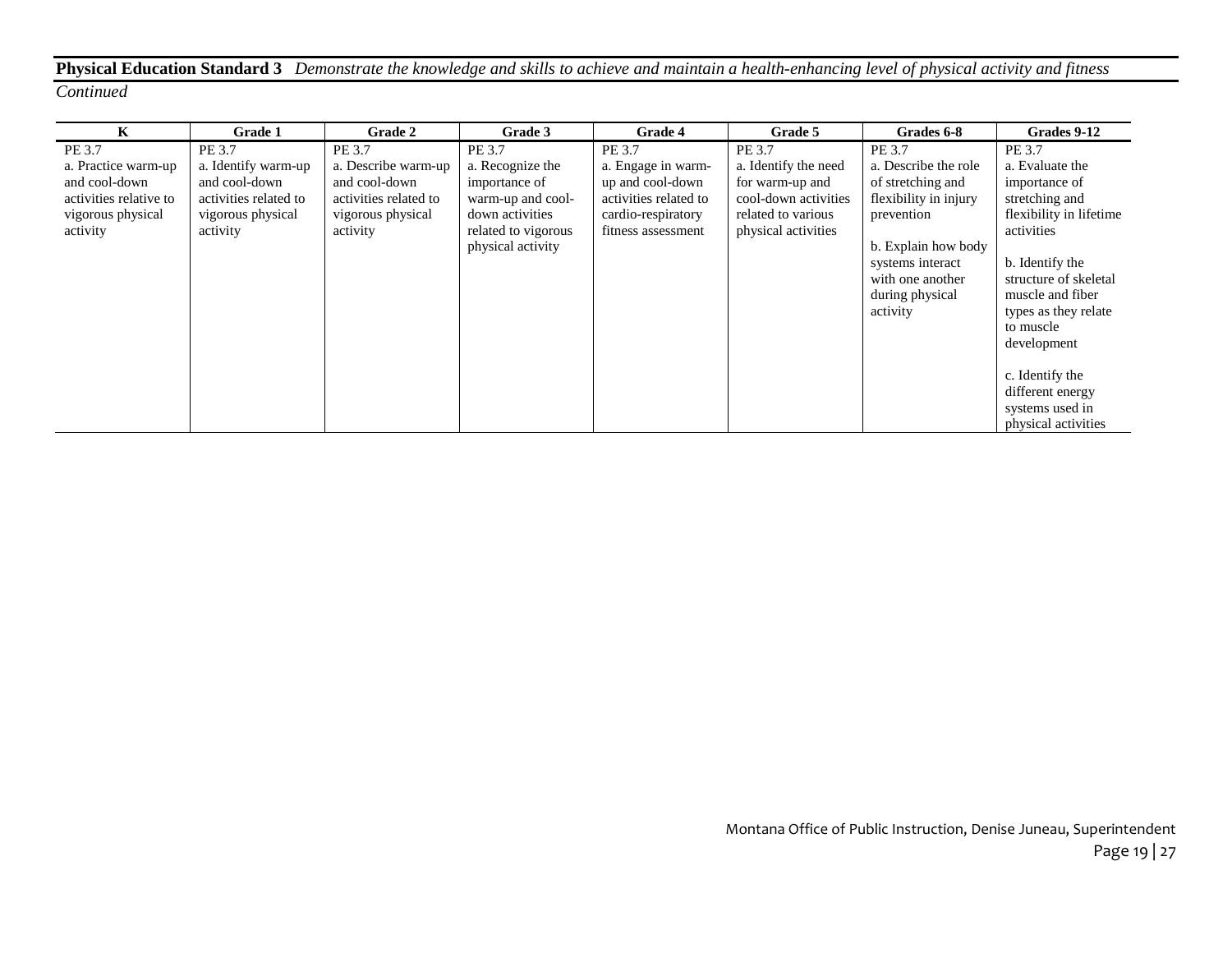**Physical Education Standard 3** *Demonstrate the knowledge and skills to achieve and maintain a health-enhancing level of physical activity and fitness*

*Continued*

| K | Grade 1 | Grade 2 | Grade 3 | Grade 4 | Grade 5 | Grades 6-8 | Grades 9-12 |
|---|---|---|---|---|---|---|---|
| PE 3.7<br>a. Practice warm-up and cool-down activities relative to vigorous physical activity | PE 3.7<br>a. Identify warm-up and cool-down activities related to vigorous physical activity | PE 3.7<br>a. Describe warm-up and cool-down activities related to vigorous physical activity | PE 3.7<br>a. Recognize the importance of warm-up and cool-down activities related to vigorous physical activity | PE 3.7<br>a. Engage in warm-up and cool-down activities related to cardio-respiratory fitness assessment | PE 3.7<br>a. Identify the need for warm-up and cool-down activities related to various physical activities | PE 3.7<br>a. Describe the role of stretching and flexibility in injury prevention<br><br>b. Explain how body systems interact with one another during physical activity | PE 3.7<br>a. Evaluate the importance of stretching and flexibility in lifetime activities<br><br>b. Identify the structure of skeletal muscle and fiber types as they relate to muscle development<br><br>c. Identify the different energy systems used in physical activities |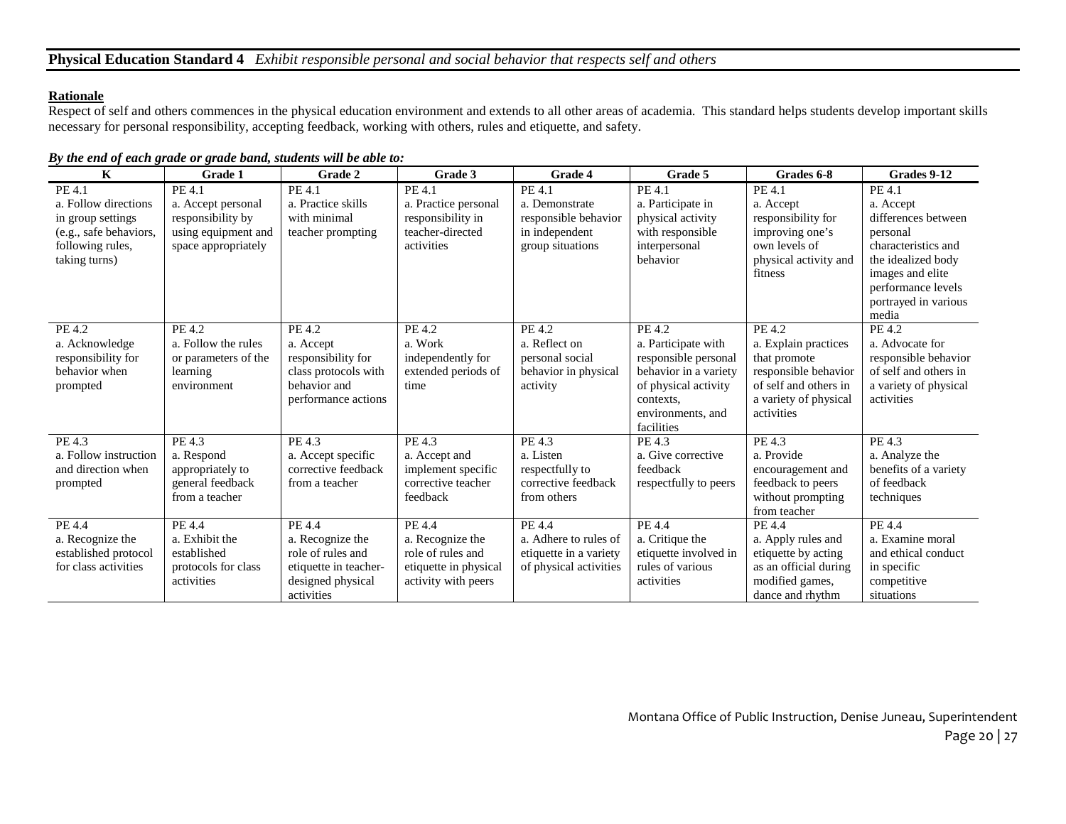## **Physical Education Standard 4** *Exhibit responsible personal and social behavior that respects self and others*

**Rationale**

Respect of self and others commences in the physical education environment and extends to all other areas of academia. This standard helps students develop important skills necessary for personal responsibility, accepting feedback, working with others, rules and etiquette, and safety.

***By the end of each grade or grade band, students will be able to:***

| K | Grade 1 | Grade 2 | Grade 3 | Grade 4 | Grade 5 | Grades 6-8 | Grades 9-12 |
|---|---|---|---|---|---|---|---|
| PE 4.1<br>a. Follow directions in group settings (e.g., safe behaviors, following rules, taking turns) | PE 4.1<br>a. Accept personal responsibility by using equipment and space appropriately | PE 4.1<br>a. Practice skills with minimal teacher prompting | PE 4.1<br>a. Practice personal responsibility in teacher-directed activities | PE 4.1<br>a. Demonstrate responsible behavior in independent group situations | PE 4.1<br>a. Participate in physical activity with responsible interpersonal behavior | PE 4.1<br>a. Accept responsibility for improving one's own levels of physical activity and fitness | PE 4.1<br>a. Accept differences between personal characteristics and the idealized body images and elite performance levels portrayed in various media |
| PE 4.2<br>a. Acknowledge responsibility for behavior when prompted | PE 4.2<br>a. Follow the rules or parameters of the learning environment | PE 4.2<br>a. Accept responsibility for class protocols with behavior and performance actions | PE 4.2<br>a. Work independently for extended periods of time | PE 4.2<br>a. Reflect on personal social behavior in physical activity | PE 4.2<br>a. Participate with responsible personal behavior in a variety of physical activity contexts, environments, and facilities | PE 4.2<br>a. Explain practices that promote responsible behavior of self and others in a variety of physical activities | PE 4.2<br>a. Advocate for responsible behavior of self and others in a variety of physical activities |
| PE 4.3<br>a. Follow instruction and direction when prompted | PE 4.3<br>a. Respond appropriately to general feedback from a teacher | PE 4.3<br>a. Accept specific corrective feedback from a teacher | PE 4.3<br>a. Accept and implement specific corrective teacher feedback | PE 4.3<br>a. Listen respectfully to corrective feedback from others | PE 4.3<br>a. Give corrective feedback respectfully to peers | PE 4.3<br>a. Provide encouragement and feedback to peers without prompting from teacher | PE 4.3<br>a. Analyze the benefits of a variety of feedback techniques |
| PE 4.4<br>a. Recognize the established protocol for class activities | PE 4.4<br>a. Exhibit the established protocols for class activities | PE 4.4<br>a. Recognize the role of rules and etiquette in teacher-designed physical activities | PE 4.4<br>a. Recognize the role of rules and etiquette in physical activity with peers | PE 4.4<br>a. Adhere to rules of etiquette in a variety of physical activities | PE 4.4<br>a. Critique the etiquette involved in rules of various activities | PE 4.4<br>a. Apply rules and etiquette by acting as an official during modified games, dance and rhythm | PE 4.4<br>a. Examine moral and ethical conduct in specific competitive situations |

Montana Office of Public Instruction, Denise Juneau, Superintendent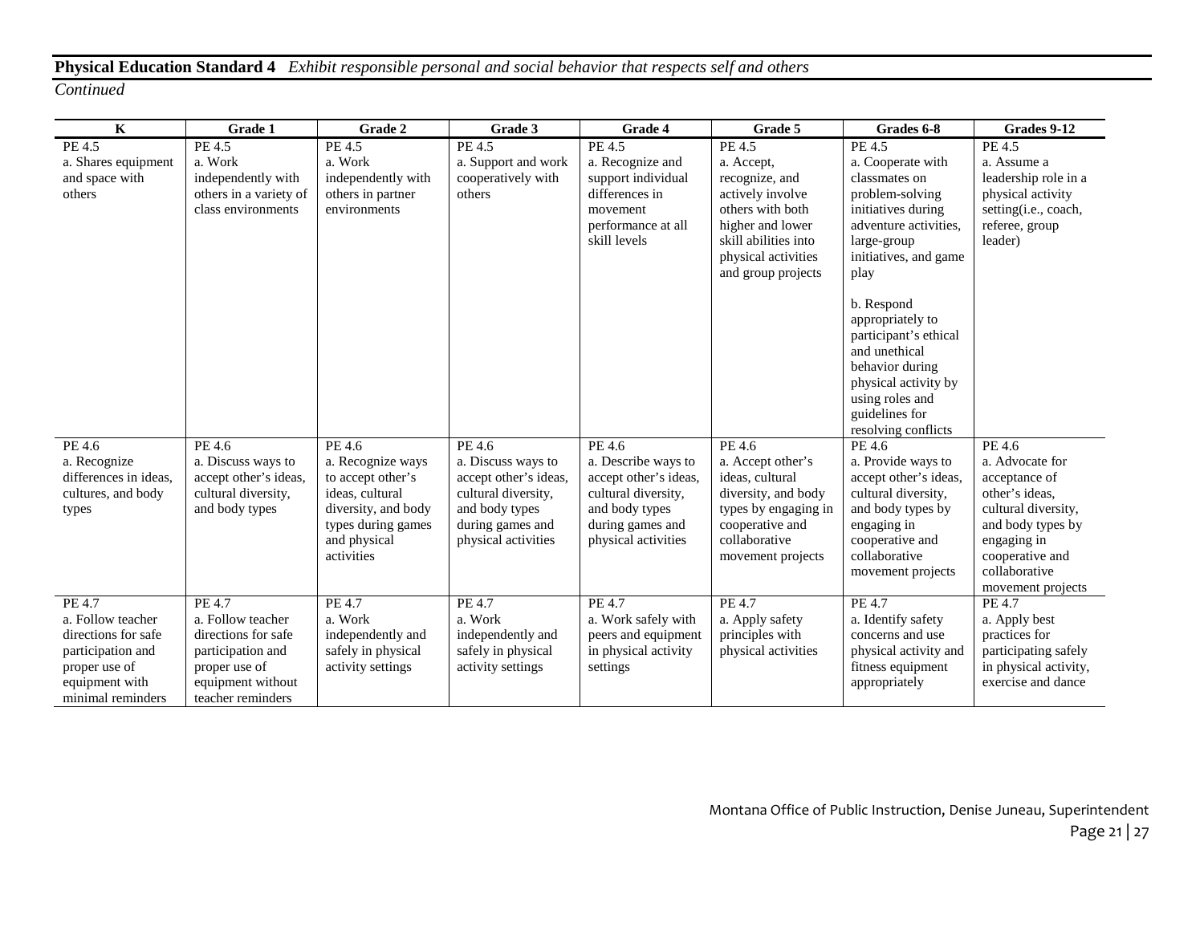**Physical Education Standard 4** *Exhibit responsible personal and social behavior that respects self and others*

*Continued*

| K | Grade 1 | Grade 2 | Grade 3 | Grade 4 | Grade 5 | Grades 6-8 | Grades 9-12 |
|---|---|---|---|---|---|---|---|
| PE 4.5<br>a. Shares equipment and space with others | PE 4.5<br>a. Work independently with others in a variety of class environments | PE 4.5<br>a. Work independently with others in partner environments | PE 4.5<br>a. Support and work cooperatively with others | PE 4.5<br>a. Recognize and support individual differences in movement performance at all skill levels | PE 4.5<br>a. Accept, recognize, and actively involve others with both higher and lower skill abilities into physical activities and group projects | PE 4.5<br>a. Cooperate with classmates on problem-solving initiatives during adventure activities, large-group initiatives, and game play<br><br>b. Respond appropriately to participant's ethical and unethical behavior during physical activity by using roles and guidelines for resolving conflicts | PE 4.5<br>a. Assume a leadership role in a physical activity setting(i.e., coach, referee, group leader) |
| PE 4.6<br>a. Recognize differences in ideas, cultures, and body types | PE 4.6<br>a. Discuss ways to accept other's ideas, cultural diversity, and body types | PE 4.6<br>a. Recognize ways to accept other's ideas, cultural diversity, and body types during games and physical activities | PE 4.6<br>a. Discuss ways to accept other's ideas, cultural diversity, and body types during games and physical activities | PE 4.6<br>a. Describe ways to accept other's ideas, cultural diversity, and body types during games and physical activities | PE 4.6<br>a. Accept other's ideas, cultural diversity, and body types by engaging in cooperative and collaborative movement projects | PE 4.6<br>a. Provide ways to accept other's ideas, cultural diversity, and body types by engaging in cooperative and collaborative movement projects | PE 4.6<br>a. Advocate for acceptance of other's ideas, cultural diversity, and body types by engaging in cooperative and collaborative movement projects |
| PE 4.7<br>a. Follow teacher directions for safe participation and proper use of equipment with minimal reminders | PE 4.7<br>a. Follow teacher directions for safe participation and proper use of equipment without teacher reminders | PE 4.7<br>a. Work independently and safely in physical activity settings | PE 4.7<br>a. Work independently and safely in physical activity settings | PE 4.7<br>a. Work safely with peers and equipment in physical activity settings | PE 4.7<br>a. Apply safety principles with physical activities | PE 4.7<br>a. Identify safety concerns and use physical activity and fitness equipment appropriately | PE 4.7<br>a. Apply best practices for participating safely in physical activity, exercise and dance |

Montana Office of Public Instruction, Denise Juneau, Superintendent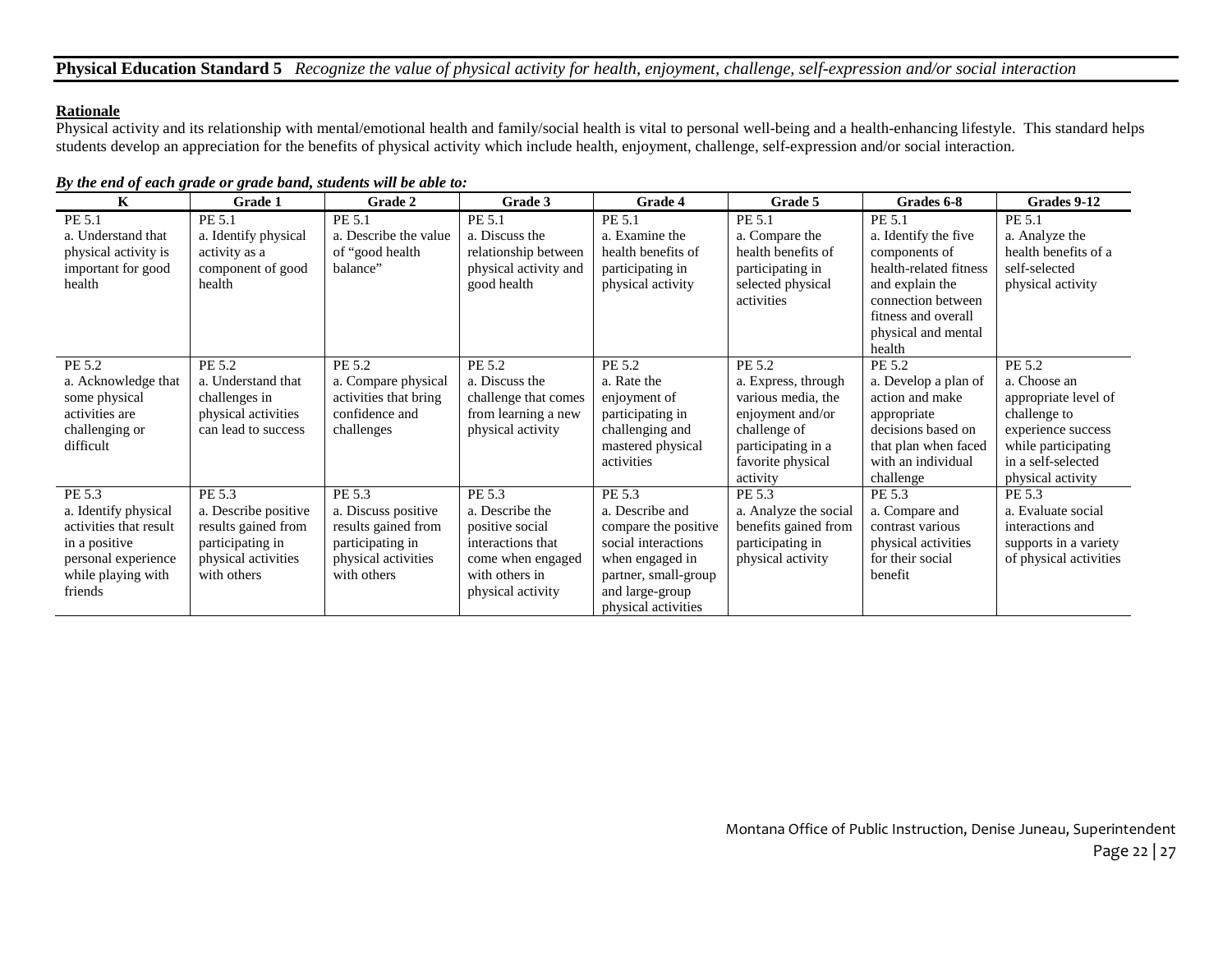**Physical Education Standard 5** *Recognize the value of physical activity for health, enjoyment, challenge, self-expression and/or social interaction*

**Rationale**

Physical activity and its relationship with mental/emotional health and family/social health is vital to personal well-being and a health-enhancing lifestyle. This standard helps students develop an appreciation for the benefits of physical activity which include health, enjoyment, challenge, self-expression and/or social interaction.

***By the end of each grade or grade band, students will be able to:***

| K | Grade 1 | Grade 2 | Grade 3 | Grade 4 | Grade 5 | Grades 6-8 | Grades 9-12 |
|---|---|---|---|---|---|---|---|
| PE 5.1<br>a. Understand that physical activity is important for good health | PE 5.1<br>a. Identify physical activity as a component of good health | PE 5.1<br>a. Describe the value of "good health balance" | PE 5.1<br>a. Discuss the relationship between physical activity and good health | PE 5.1<br>a. Examine the health benefits of participating in physical activity | PE 5.1<br>a. Compare the health benefits of participating in selected physical activities | PE 5.1<br>a. Identify the five components of health-related fitness and explain the connection between fitness and overall physical and mental health | PE 5.1<br>a. Analyze the health benefits of a self-selected physical activity |
| PE 5.2<br>a. Acknowledge that some physical activities are challenging or difficult | PE 5.2<br>a. Understand that challenges in physical activities can lead to success | PE 5.2<br>a. Compare physical activities that bring confidence and challenges | PE 5.2<br>a. Discuss the challenge that comes from learning a new physical activity | PE 5.2<br>a. Rate the enjoyment of participating in challenging and mastered physical activities | PE 5.2<br>a. Express, through various media, the enjoyment and/or challenge of participating in a favorite physical activity | PE 5.2<br>a. Develop a plan of action and make appropriate decisions based on that plan when faced with an individual challenge | PE 5.2<br>a. Choose an appropriate level of challenge to experience success while participating in a self-selected physical activity |
| PE 5.3<br>a. Identify physical activities that result in a positive personal experience while playing with friends | PE 5.3<br>a. Describe positive results gained from participating in physical activities with others | PE 5.3<br>a. Discuss positive results gained from participating in physical activities with others | PE 5.3<br>a. Describe the positive social interactions that come when engaged with others in physical activity | PE 5.3<br>a. Describe and compare the positive social interactions when engaged in partner, small-group and large-group physical activities | PE 5.3<br>a. Analyze the social benefits gained from participating in physical activity | PE 5.3<br>a. Compare and contrast various physical activities for their social benefit | PE 5.3<br>a. Evaluate social interactions and supports in a variety of physical activities |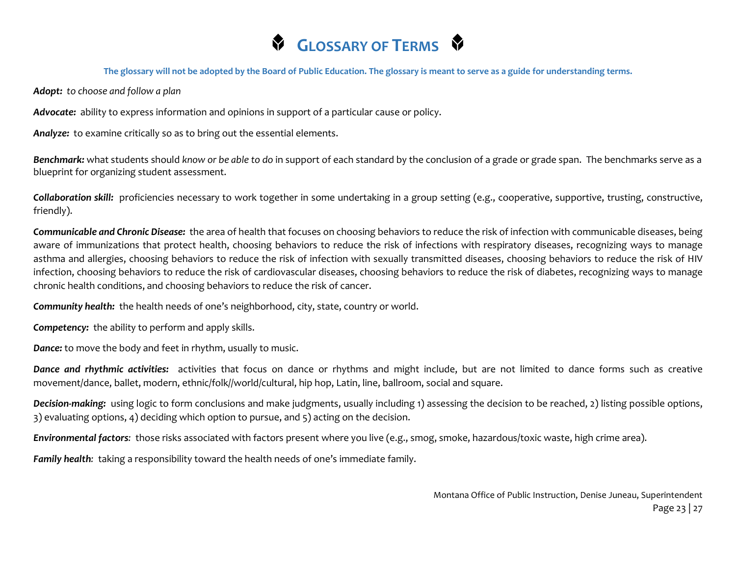# GLOSSARY OF TERMS

**The glossary will not be adopted by the Board of Public Education. The glossary is meant to serve as a guide for understanding terms.**

***Adopt:*** *to choose and follow a plan*

***Advocate:*** ability to express information and opinions in support of a particular cause or policy.

***Analyze:*** to examine critically so as to bring out the essential elements.

***Benchmark:*** what students should *know or be able to do* in support of each standard by the conclusion of a grade or grade span. The benchmarks serve as a blueprint for organizing student assessment.

***Collaboration skill:*** proficiencies necessary to work together in some undertaking in a group setting (e.g., cooperative, supportive, trusting, constructive, friendly).

***Communicable and Chronic Disease:*** the area of health that focuses on choosing behaviors to reduce the risk of infection with communicable diseases, being aware of immunizations that protect health, choosing behaviors to reduce the risk of infections with respiratory diseases, recognizing ways to manage asthma and allergies, choosing behaviors to reduce the risk of infection with sexually transmitted diseases, choosing behaviors to reduce the risk of HIV infection, choosing behaviors to reduce the risk of cardiovascular diseases, choosing behaviors to reduce the risk of diabetes, recognizing ways to manage chronic health conditions, and choosing behaviors to reduce the risk of cancer.

***Community health:*** the health needs of one's neighborhood, city, state, country or world.

***Competency:*** the ability to perform and apply skills.

***Dance:*** to move the body and feet in rhythm, usually to music.

***Dance and rhythmic activities:*** activities that focus on dance or rhythms and might include, but are not limited to dance forms such as creative movement/dance, ballet, modern, ethnic/folk//world/cultural, hip hop, Latin, line, ballroom, social and square.

***Decision-making:*** using logic to form conclusions and make judgments, usually including 1) assessing the decision to be reached, 2) listing possible options, 3) evaluating options, 4) deciding which option to pursue, and 5) acting on the decision.

***Environmental factors:*** those risks associated with factors present where you live (e.g., smog, smoke, hazardous/toxic waste, high crime area).

***Family health:*** taking a responsibility toward the health needs of one's immediate family.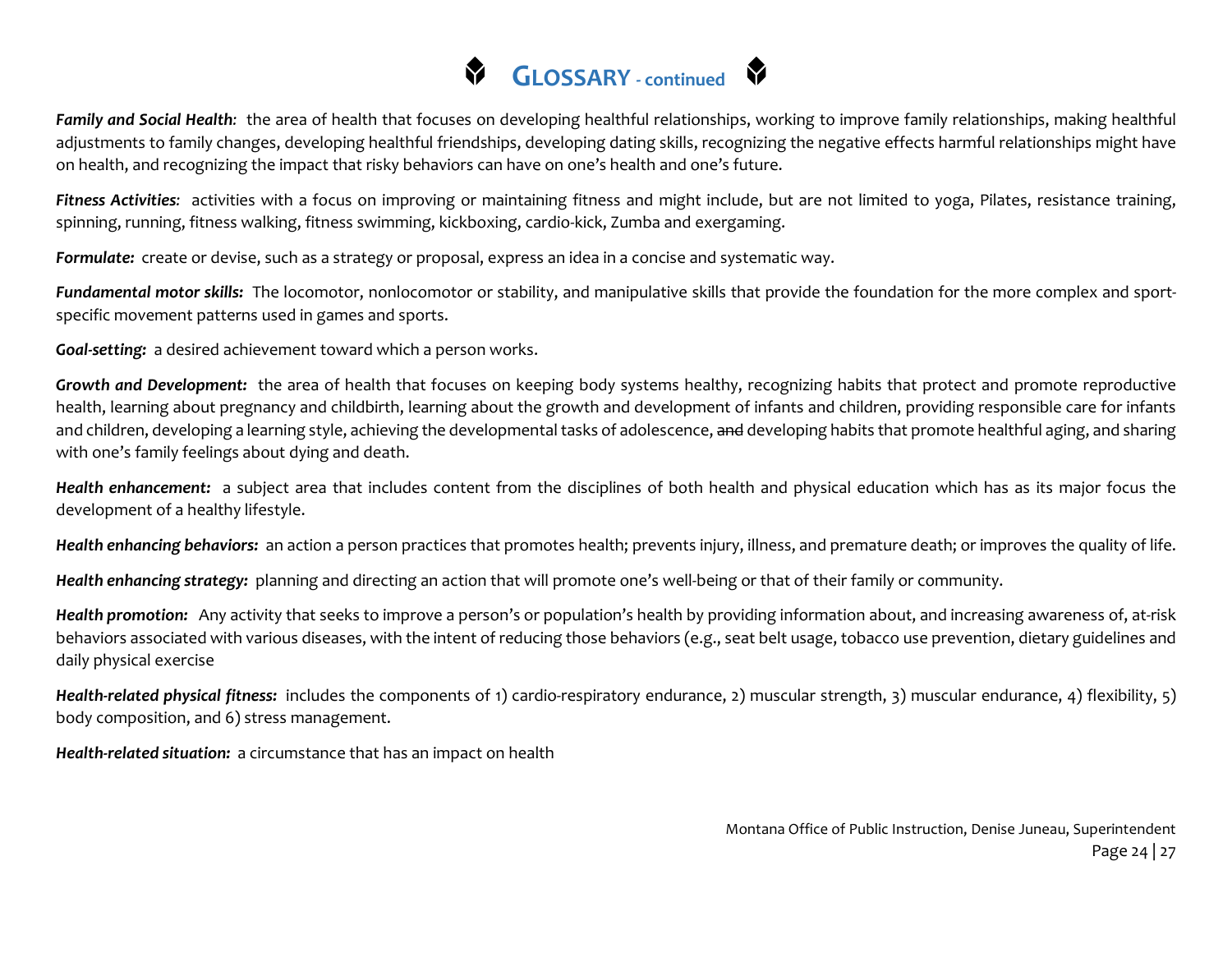# GLOSSARY - continued

***Family and Social Health***: the area of health that focuses on developing healthful relationships, working to improve family relationships, making healthful adjustments to family changes, developing healthful friendships, developing dating skills, recognizing the negative effects harmful relationships might have on health, and recognizing the impact that risky behaviors can have on one's health and one's future.

***Fitness Activities***: activities with a focus on improving or maintaining fitness and might include, but are not limited to yoga, Pilates, resistance training, spinning, running, fitness walking, fitness swimming, kickboxing, cardio-kick, Zumba and exergaming.

***Formulate:*** create or devise, such as a strategy or proposal, express an idea in a concise and systematic way.

***Fundamental motor skills:*** The locomotor, nonlocomotor or stability, and manipulative skills that provide the foundation for the more complex and sport-specific movement patterns used in games and sports.

***Goal-setting:*** a desired achievement toward which a person works.

***Growth and Development:*** the area of health that focuses on keeping body systems healthy, recognizing habits that protect and promote reproductive health, learning about pregnancy and childbirth, learning about the growth and development of infants and children, providing responsible care for infants and children, developing a learning style, achieving the developmental tasks of adolescence, ~~and~~ developing habits that promote healthful aging, and sharing with one's family feelings about dying and death.

***Health enhancement:*** a subject area that includes content from the disciplines of both health and physical education which has as its major focus the development of a healthy lifestyle.

***Health enhancing behaviors:*** an action a person practices that promotes health; prevents injury, illness, and premature death; or improves the quality of life.

***Health enhancing strategy:*** planning and directing an action that will promote one's well-being or that of their family or community.

***Health promotion:*** Any activity that seeks to improve a person's or population's health by providing information about, and increasing awareness of, at-risk behaviors associated with various diseases, with the intent of reducing those behaviors (e.g., seat belt usage, tobacco use prevention, dietary guidelines and daily physical exercise

***Health-related physical fitness:*** includes the components of 1) cardio-respiratory endurance, 2) muscular strength, 3) muscular endurance, 4) flexibility, 5) body composition, and 6) stress management.

***Health-related situation:*** a circumstance that has an impact on health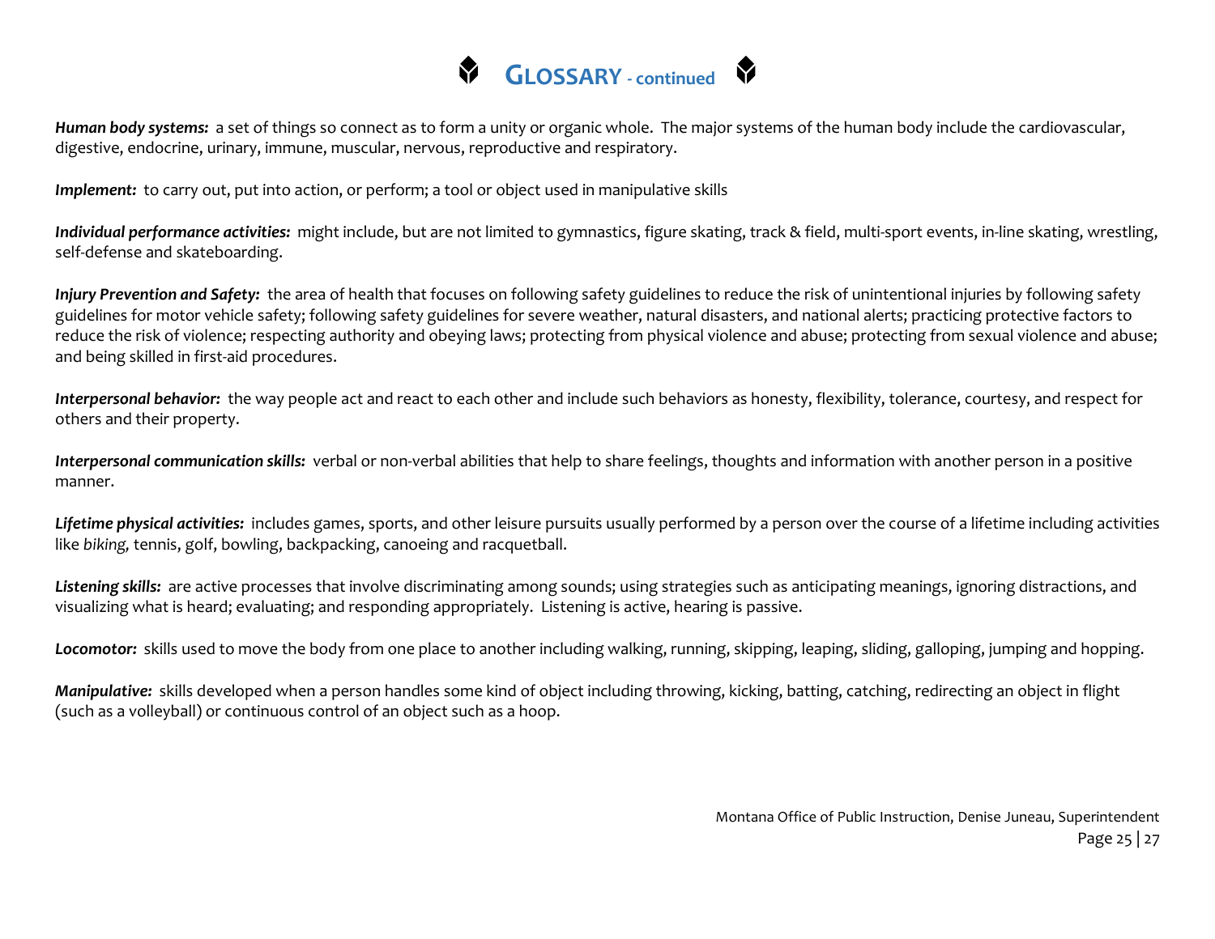# GLOSSARY - continued

***Human body systems:*** a set of things so connect as to form a unity or organic whole. The major systems of the human body include the cardiovascular, digestive, endocrine, urinary, immune, muscular, nervous, reproductive and respiratory.

***Implement:*** to carry out, put into action, or perform; a tool or object used in manipulative skills

***Individual performance activities:*** might include, but are not limited to gymnastics, figure skating, track & field, multi-sport events, in-line skating, wrestling, self-defense and skateboarding.

***Injury Prevention and Safety:*** the area of health that focuses on following safety guidelines to reduce the risk of unintentional injuries by following safety guidelines for motor vehicle safety; following safety guidelines for severe weather, natural disasters, and national alerts; practicing protective factors to reduce the risk of violence; respecting authority and obeying laws; protecting from physical violence and abuse; protecting from sexual violence and abuse; and being skilled in first-aid procedures.

***Interpersonal behavior:*** the way people act and react to each other and include such behaviors as honesty, flexibility, tolerance, courtesy, and respect for others and their property.

***Interpersonal communication skills:*** verbal or non-verbal abilities that help to share feelings, thoughts and information with another person in a positive manner.

***Lifetime physical activities:*** includes games, sports, and other leisure pursuits usually performed by a person over the course of a lifetime including activities like *biking,* tennis, golf, bowling, backpacking, canoeing and racquetball.

***Listening skills:*** are active processes that involve discriminating among sounds; using strategies such as anticipating meanings, ignoring distractions, and visualizing what is heard; evaluating; and responding appropriately. Listening is active, hearing is passive.

***Locomotor:*** skills used to move the body from one place to another including walking, running, skipping, leaping, sliding, galloping, jumping and hopping.

***Manipulative:*** skills developed when a person handles some kind of object including throwing, kicking, batting, catching, redirecting an object in flight (such as a volleyball) or continuous control of an object such as a hoop.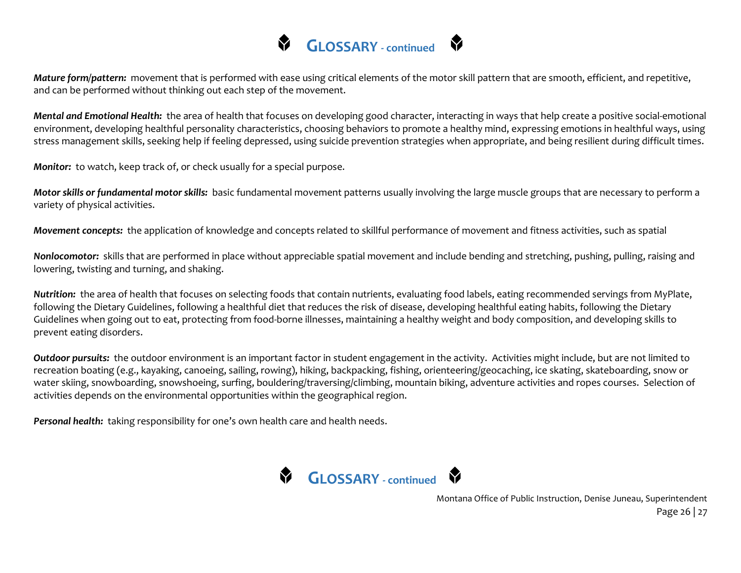## GLOSSARY - continued

***Mature form/pattern:*** movement that is performed with ease using critical elements of the motor skill pattern that are smooth, efficient, and repetitive, and can be performed without thinking out each step of the movement.

***Mental and Emotional Health:*** the area of health that focuses on developing good character, interacting in ways that help create a positive social-emotional environment, developing healthful personality characteristics, choosing behaviors to promote a healthy mind, expressing emotions in healthful ways, using stress management skills, seeking help if feeling depressed, using suicide prevention strategies when appropriate, and being resilient during difficult times.

***Monitor:*** to watch, keep track of, or check usually for a special purpose.

***Motor skills or fundamental motor skills:*** basic fundamental movement patterns usually involving the large muscle groups that are necessary to perform a variety of physical activities.

***Movement concepts:*** the application of knowledge and concepts related to skillful performance of movement and fitness activities, such as spatial

***Nonlocomotor:*** skills that are performed in place without appreciable spatial movement and include bending and stretching, pushing, pulling, raising and lowering, twisting and turning, and shaking.

***Nutrition:*** the area of health that focuses on selecting foods that contain nutrients, evaluating food labels, eating recommended servings from MyPlate, following the Dietary Guidelines, following a healthful diet that reduces the risk of disease, developing healthful eating habits, following the Dietary Guidelines when going out to eat, protecting from food-borne illnesses, maintaining a healthy weight and body composition, and developing skills to prevent eating disorders.

***Outdoor pursuits:*** the outdoor environment is an important factor in student engagement in the activity. Activities might include, but are not limited to recreation boating (e.g., kayaking, canoeing, sailing, rowing), hiking, backpacking, fishing, orienteering/geocaching, ice skating, skateboarding, snow or water skiing, snowboarding, snowshoeing, surfing, bouldering/traversing/climbing, mountain biking, adventure activities and ropes courses. Selection of activities depends on the environmental opportunities within the geographical region.

***Personal health:*** taking responsibility for one's own health care and health needs.

## GLOSSARY - continued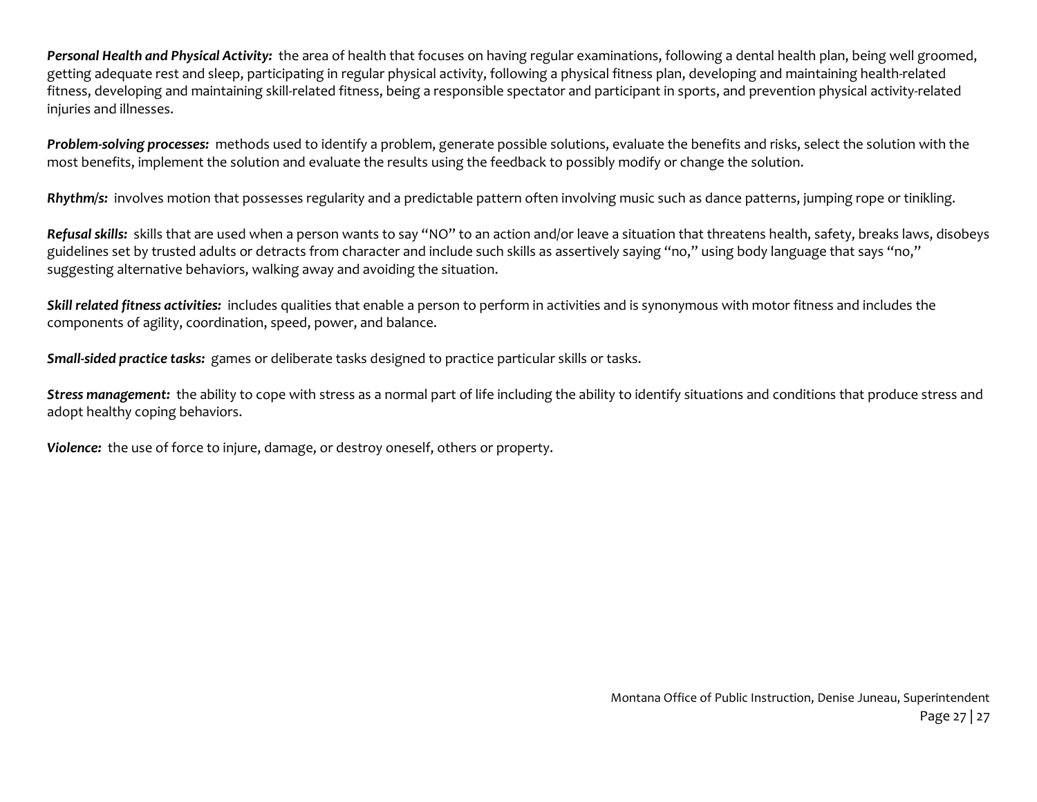***Personal Health and Physical Activity:*** the area of health that focuses on having regular examinations, following a dental health plan, being well groomed, getting adequate rest and sleep, participating in regular physical activity, following a physical fitness plan, developing and maintaining health-related fitness, developing and maintaining skill-related fitness, being a responsible spectator and participant in sports, and prevention physical activity-related injuries and illnesses.

***Problem-solving processes:*** methods used to identify a problem, generate possible solutions, evaluate the benefits and risks, select the solution with the most benefits, implement the solution and evaluate the results using the feedback to possibly modify or change the solution.

***Rhythm/s:*** involves motion that possesses regularity and a predictable pattern often involving music such as dance patterns, jumping rope or tinikling.

***Refusal skills:*** skills that are used when a person wants to say "NO" to an action and/or leave a situation that threatens health, safety, breaks laws, disobeys guidelines set by trusted adults or detracts from character and include such skills as assertively saying "no," using body language that says "no," suggesting alternative behaviors, walking away and avoiding the situation.

***Skill related fitness activities:*** includes qualities that enable a person to perform in activities and is synonymous with motor fitness and includes the components of agility, coordination, speed, power, and balance.

***Small-sided practice tasks:*** games or deliberate tasks designed to practice particular skills or tasks.

***Stress management:*** the ability to cope with stress as a normal part of life including the ability to identify situations and conditions that produce stress and adopt healthy coping behaviors.

***Violence:*** the use of force to injure, damage, or destroy oneself, others or property.